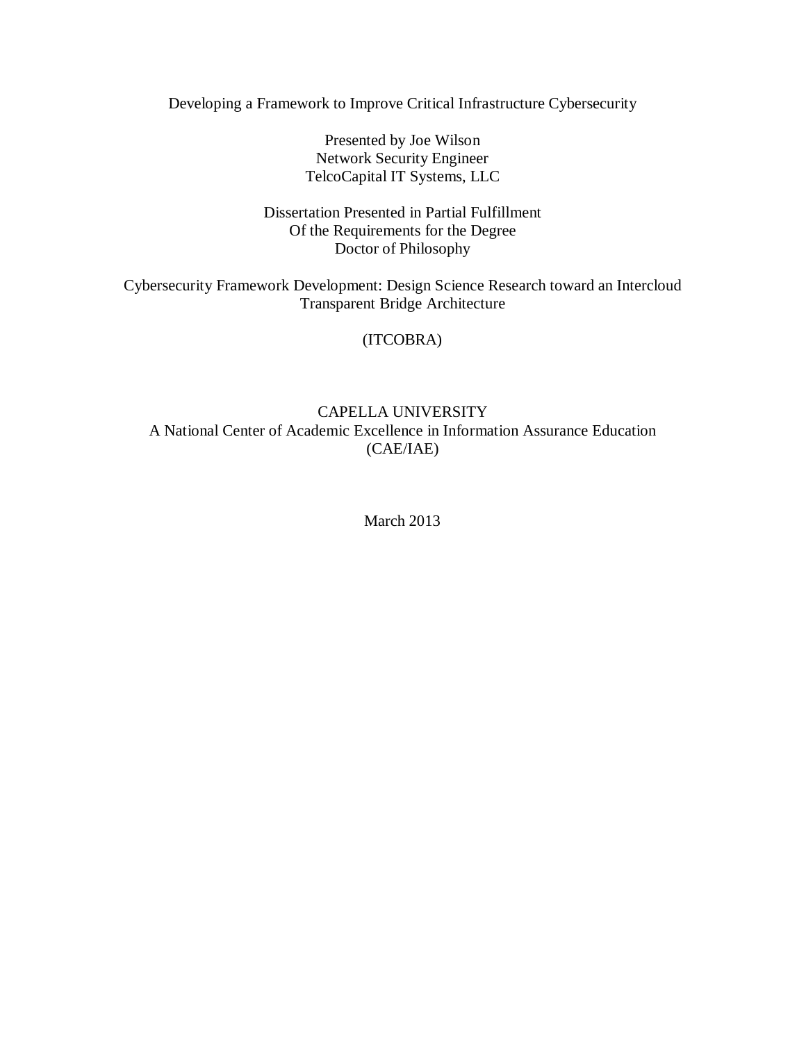# Developing a Framework to Improve Critical Infrastructure Cybersecurity

Presented by Joe Wilson
Network Security Engineer
TelcoCapital IT Systems, LLC

Dissertation Presented in Partial Fulfillment
Of the Requirements for the Degree
Doctor of Philosophy

Cybersecurity Framework Development: Design Science Research toward an Intercloud Transparent Bridge Architecture

(ITCOBRA)

CAPELLA UNIVERSITY
A National Center of Academic Excellence in Information Assurance Education
(CAE/IAE)

March 2013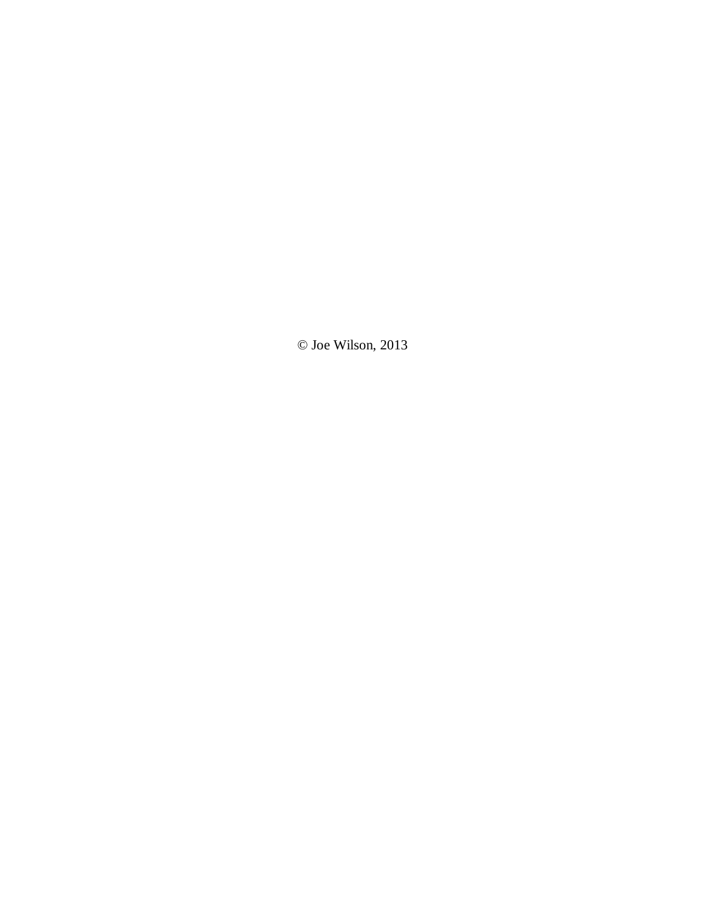© Joe Wilson, 2013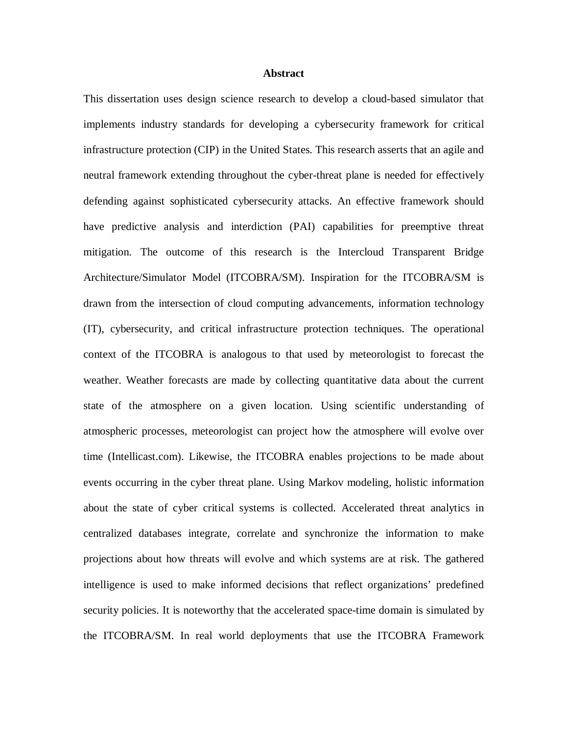# Abstract

This dissertation uses design science research to develop a cloud-based simulator that implements industry standards for developing a cybersecurity framework for critical infrastructure protection (CIP) in the United States. This research asserts that an agile and neutral framework extending throughout the cyber-threat plane is needed for effectively defending against sophisticated cybersecurity attacks. An effective framework should have predictive analysis and interdiction (PAI) capabilities for preemptive threat mitigation. The outcome of this research is the Intercloud Transparent Bridge Architecture/Simulator Model (ITCOBRA/SM). Inspiration for the ITCOBRA/SM is drawn from the intersection of cloud computing advancements, information technology (IT), cybersecurity, and critical infrastructure protection techniques. The operational context of the ITCOBRA is analogous to that used by meteorologist to forecast the weather. Weather forecasts are made by collecting quantitative data about the current state of the atmosphere on a given location. Using scientific understanding of atmospheric processes, meteorologist can project how the atmosphere will evolve over time (Intellicast.com). Likewise, the ITCOBRA enables projections to be made about events occurring in the cyber threat plane. Using Markov modeling, holistic information about the state of cyber critical systems is collected. Accelerated threat analytics in centralized databases integrate, correlate and synchronize the information to make projections about how threats will evolve and which systems are at risk. The gathered intelligence is used to make informed decisions that reflect organizations' predefined security policies. It is noteworthy that the accelerated space-time domain is simulated by the ITCOBRA/SM. In real world deployments that use the ITCOBRA Framework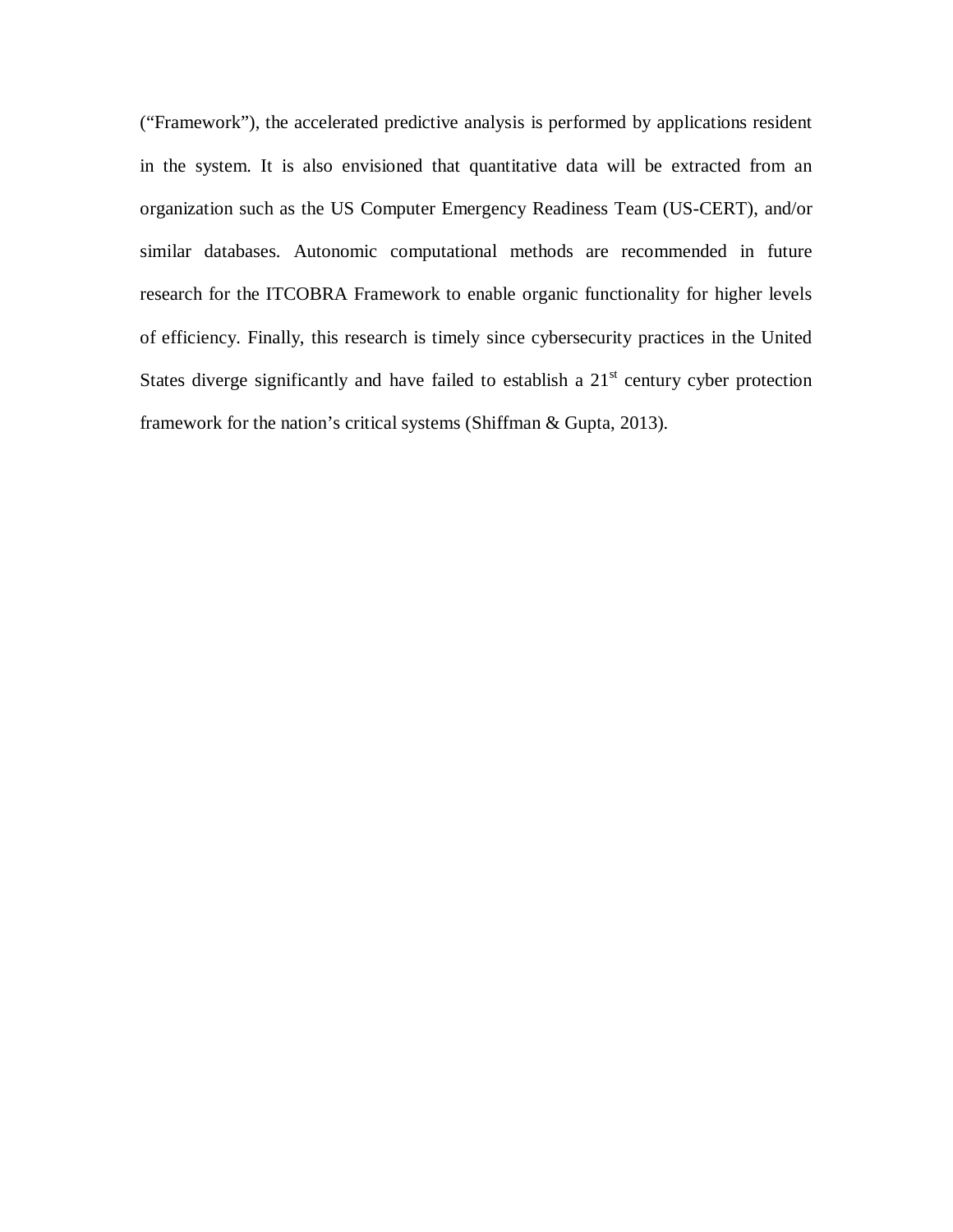("Framework"), the accelerated predictive analysis is performed by applications resident in the system. It is also envisioned that quantitative data will be extracted from an organization such as the US Computer Emergency Readiness Team (US-CERT), and/or similar databases. Autonomic computational methods are recommended in future research for the ITCOBRA Framework to enable organic functionality for higher levels of efficiency. Finally, this research is timely since cybersecurity practices in the United States diverge significantly and have failed to establish a 21st century cyber protection framework for the nation's critical systems (Shiffman & Gupta, 2013).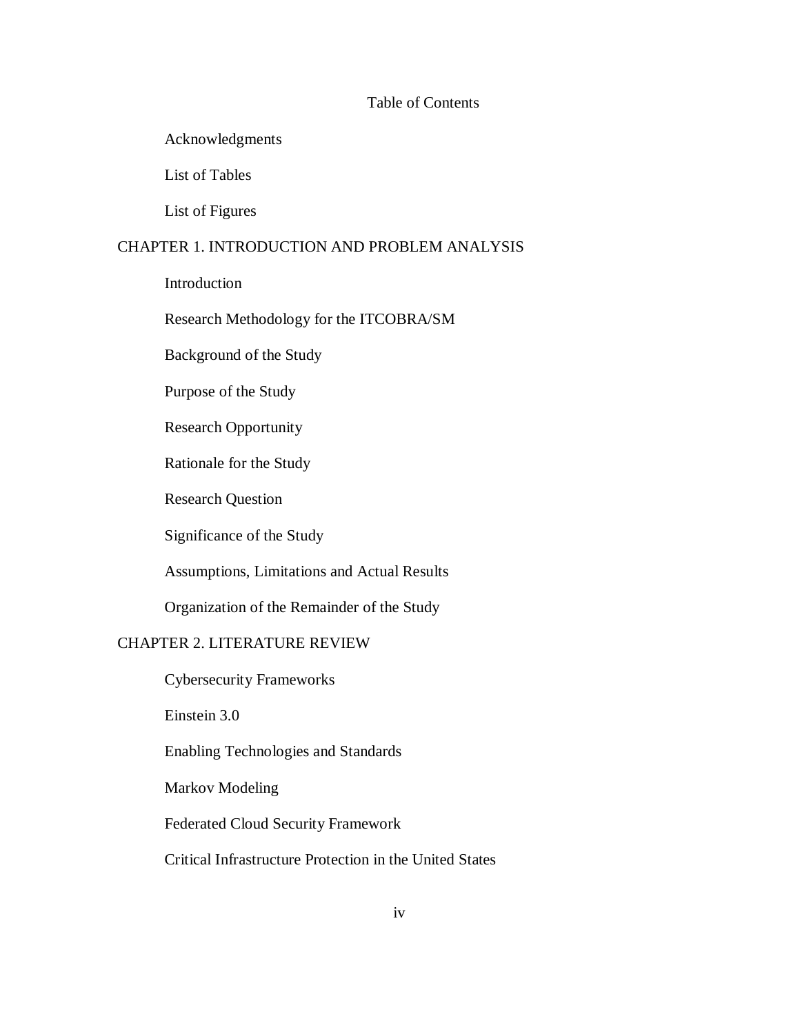# Table of Contents

- Acknowledgments
- List of Tables
- List of Figures

CHAPTER 1. INTRODUCTION AND PROBLEM ANALYSIS

- Introduction
- Research Methodology for the ITCOBRA/SM
- Background of the Study
- Purpose of the Study
- Research Opportunity
- Rationale for the Study
- Research Question
- Significance of the Study
- Assumptions, Limitations and Actual Results
- Organization of the Remainder of the Study

CHAPTER 2. LITERATURE REVIEW

- Cybersecurity Frameworks
- Einstein 3.0
- Enabling Technologies and Standards
- Markov Modeling
- Federated Cloud Security Framework
- Critical Infrastructure Protection in the United States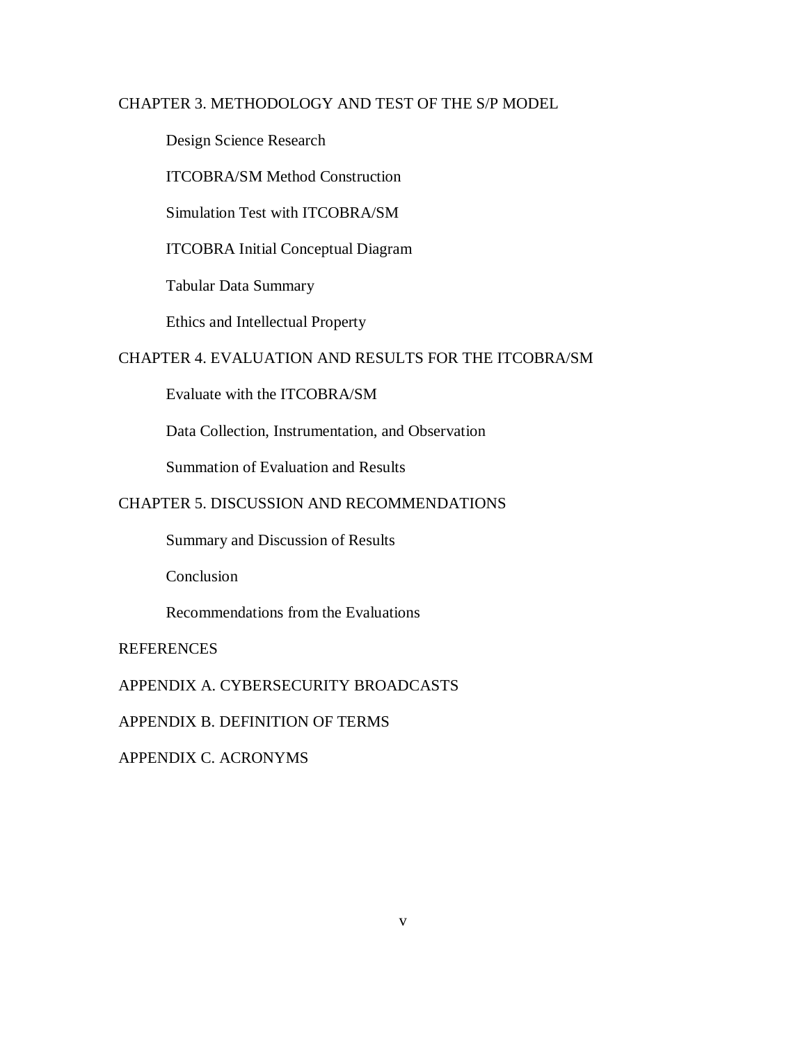CHAPTER 3. METHODOLOGY AND TEST OF THE S/P MODEL

Design Science Research

ITCOBRA/SM Method Construction

Simulation Test with ITCOBRA/SM

ITCOBRA Initial Conceptual Diagram

Tabular Data Summary

Ethics and Intellectual Property

CHAPTER 4. EVALUATION AND RESULTS FOR THE ITCOBRA/SM

Evaluate with the ITCOBRA/SM

Data Collection, Instrumentation, and Observation

Summation of Evaluation and Results

CHAPTER 5. DISCUSSION AND RECOMMENDATIONS

Summary and Discussion of Results

Conclusion

Recommendations from the Evaluations

REFERENCES

APPENDIX A. CYBERSECURITY BROADCASTS

APPENDIX B. DEFINITION OF TERMS

APPENDIX C. ACRONYMS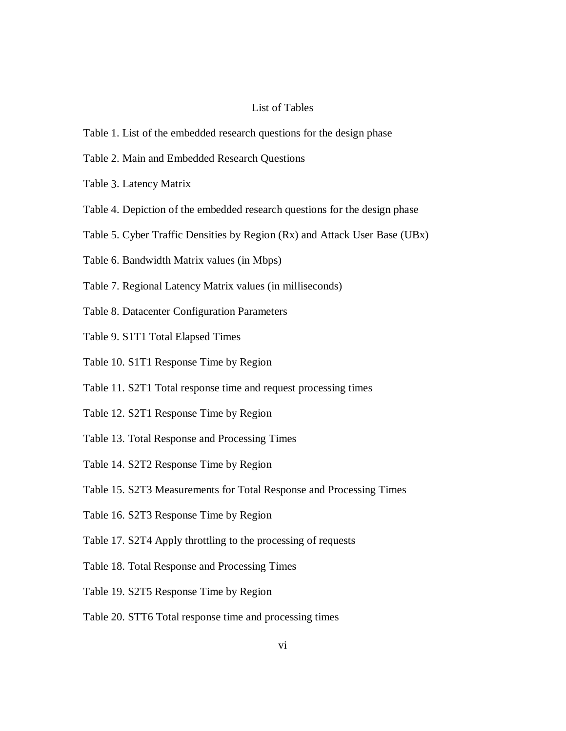# List of Tables

Table 1. List of the embedded research questions for the design phase

Table 2. Main and Embedded Research Questions

Table 3. Latency Matrix

Table 4. Depiction of the embedded research questions for the design phase

Table 5. Cyber Traffic Densities by Region (Rx) and Attack User Base (UBx)

Table 6. Bandwidth Matrix values (in Mbps)

Table 7. Regional Latency Matrix values (in milliseconds)

Table 8. Datacenter Configuration Parameters

Table 9. S1T1 Total Elapsed Times

Table 10. S1T1 Response Time by Region

Table 11. S2T1 Total response time and request processing times

Table 12. S2T1 Response Time by Region

Table 13. Total Response and Processing Times

Table 14. S2T2 Response Time by Region

Table 15. S2T3 Measurements for Total Response and Processing Times

Table 16. S2T3 Response Time by Region

Table 17. S2T4 Apply throttling to the processing of requests

Table 18. Total Response and Processing Times

Table 19. S2T5 Response Time by Region

Table 20. STT6 Total response time and processing times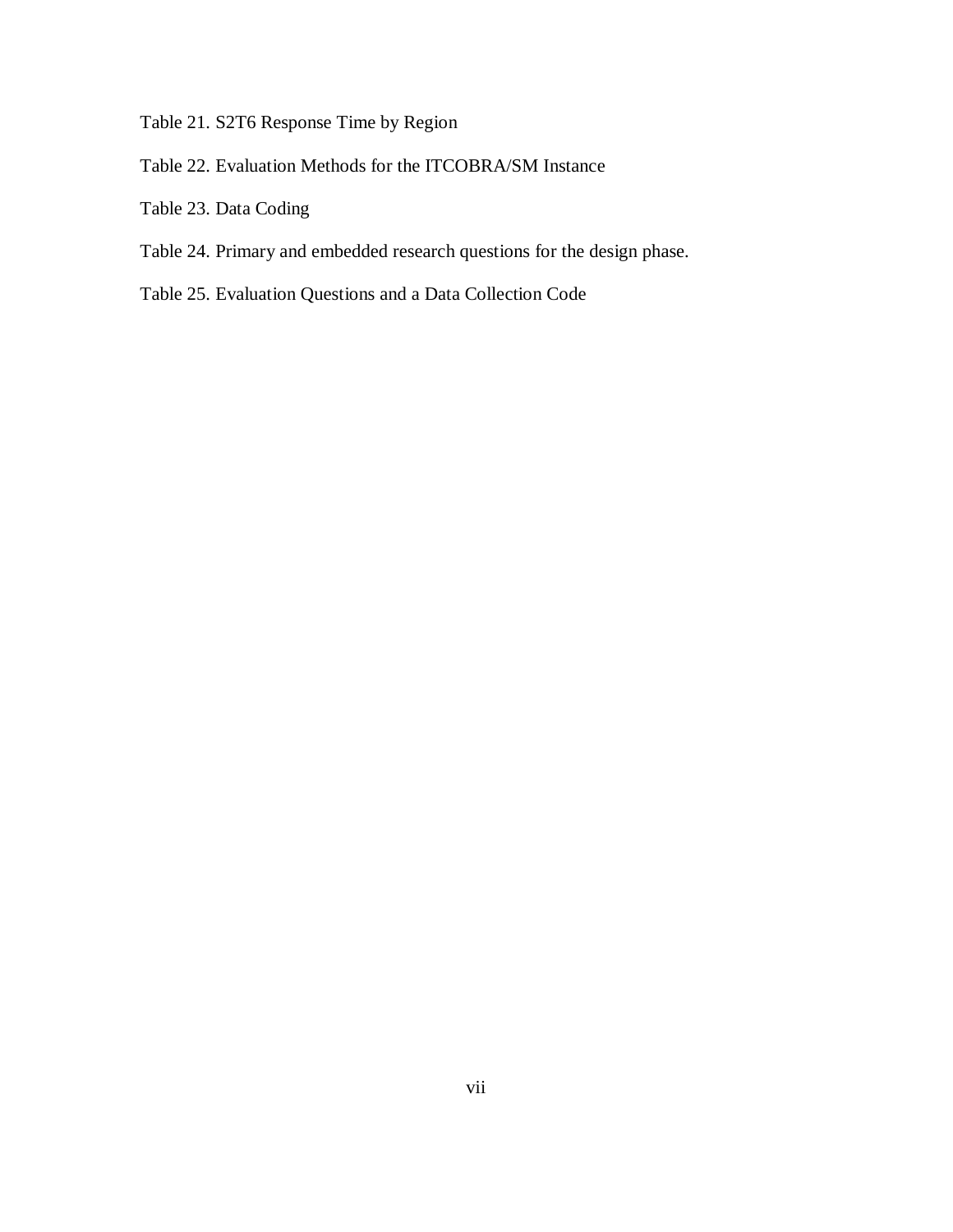Table 21. S2T6 Response Time by Region

Table 22. Evaluation Methods for the ITCOBRA/SM Instance

Table 23. Data Coding

Table 24. Primary and embedded research questions for the design phase.

Table 25. Evaluation Questions and a Data Collection Code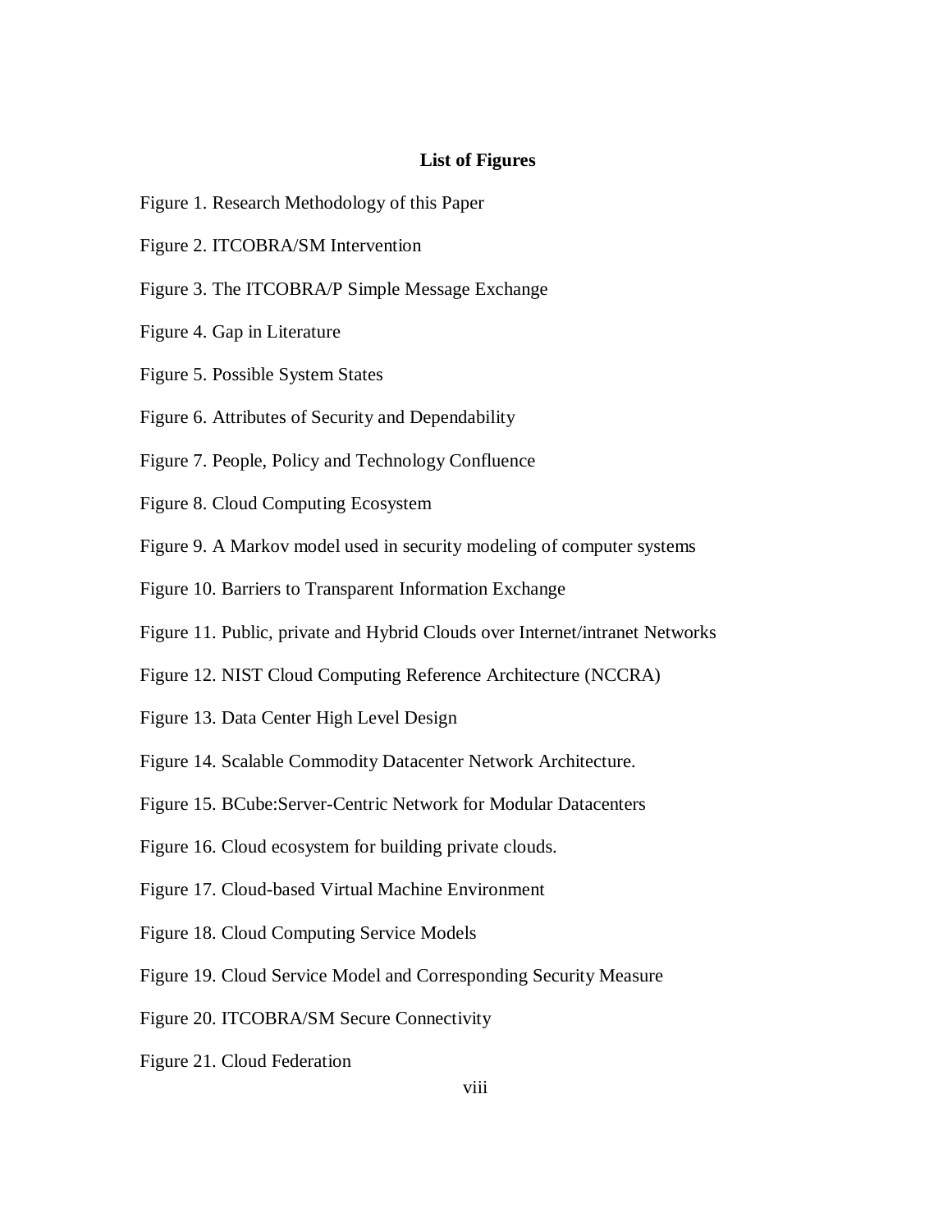## List of Figures

Figure 1. Research Methodology of this Paper

Figure 2. ITCOBRA/SM Intervention

Figure 3. The ITCOBRA/P Simple Message Exchange

Figure 4. Gap in Literature

Figure 5. Possible System States

Figure 6. Attributes of Security and Dependability

Figure 7. People, Policy and Technology Confluence

Figure 8. Cloud Computing Ecosystem

Figure 9. A Markov model used in security modeling of computer systems

Figure 10. Barriers to Transparent Information Exchange

Figure 11. Public, private and Hybrid Clouds over Internet/intranet Networks

Figure 12. NIST Cloud Computing Reference Architecture (NCCRA)

Figure 13. Data Center High Level Design

Figure 14. Scalable Commodity Datacenter Network Architecture.

Figure 15. BCube:Server-Centric Network for Modular Datacenters

Figure 16. Cloud ecosystem for building private clouds.

Figure 17. Cloud-based Virtual Machine Environment

Figure 18. Cloud Computing Service Models

Figure 19. Cloud Service Model and Corresponding Security Measure

Figure 20. ITCOBRA/SM Secure Connectivity

Figure 21. Cloud Federation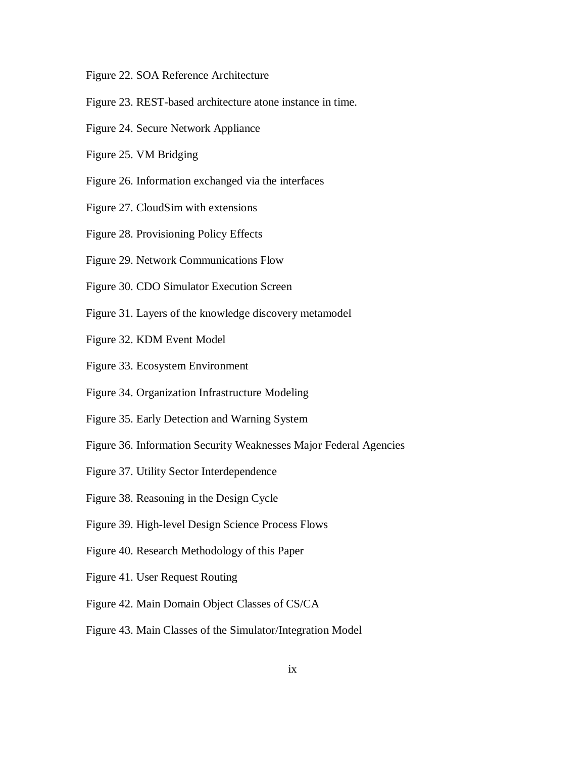Figure 22. SOA Reference Architecture

Figure 23. REST-based architecture atone instance in time.

Figure 24. Secure Network Appliance

Figure 25. VM Bridging

Figure 26. Information exchanged via the interfaces

Figure 27. CloudSim with extensions

Figure 28. Provisioning Policy Effects

Figure 29. Network Communications Flow

Figure 30. CDO Simulator Execution Screen

Figure 31. Layers of the knowledge discovery metamodel

Figure 32. KDM Event Model

Figure 33. Ecosystem Environment

Figure 34. Organization Infrastructure Modeling

Figure 35. Early Detection and Warning System

Figure 36. Information Security Weaknesses Major Federal Agencies

Figure 37. Utility Sector Interdependence

Figure 38. Reasoning in the Design Cycle

Figure 39. High-level Design Science Process Flows

Figure 40. Research Methodology of this Paper

Figure 41. User Request Routing

Figure 42. Main Domain Object Classes of CS/CA

Figure 43. Main Classes of the Simulator/Integration Model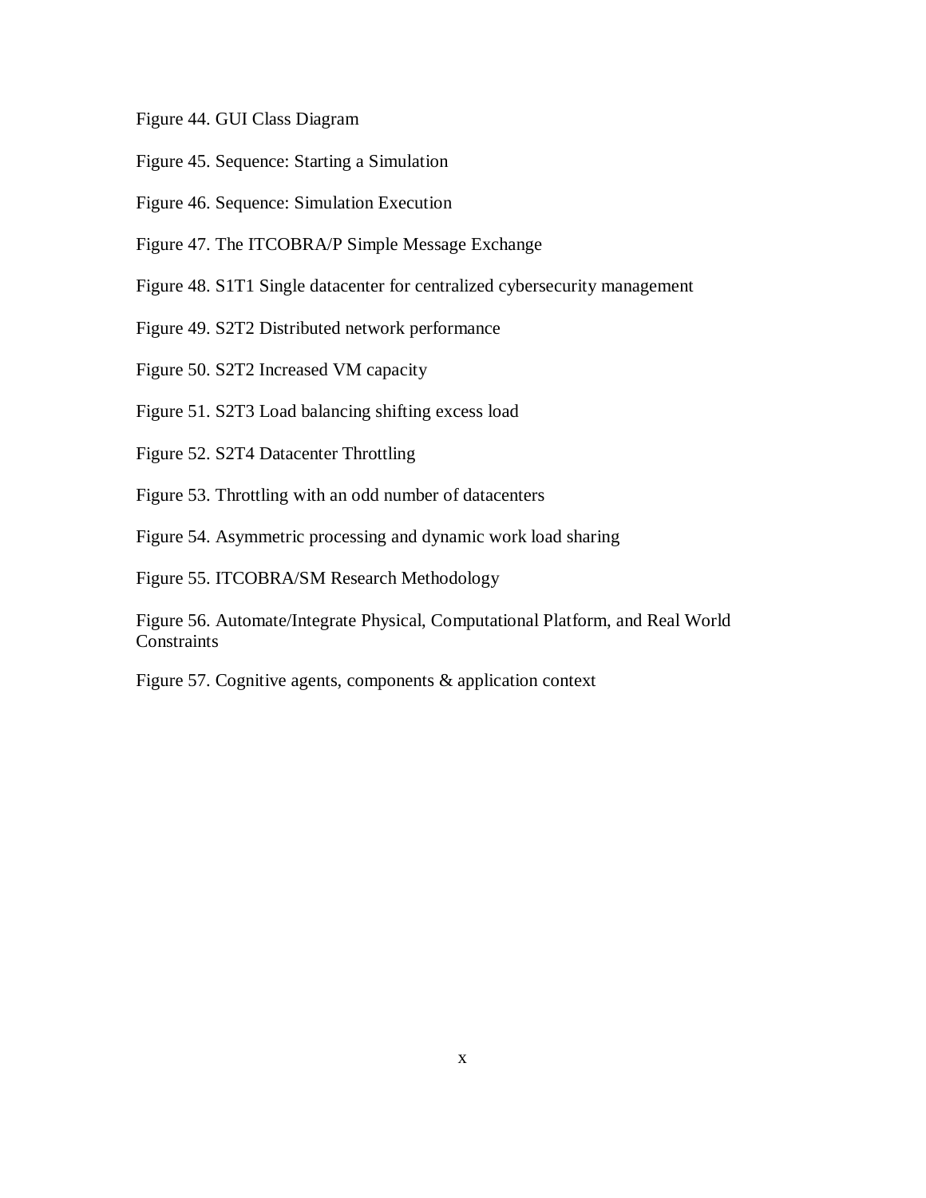Figure 44. GUI Class Diagram

Figure 45. Sequence: Starting a Simulation

Figure 46. Sequence: Simulation Execution

Figure 47. The ITCOBRA/P Simple Message Exchange

Figure 48. S1T1 Single datacenter for centralized cybersecurity management

Figure 49. S2T2 Distributed network performance

Figure 50. S2T2 Increased VM capacity

Figure 51. S2T3 Load balancing shifting excess load

Figure 52. S2T4 Datacenter Throttling

Figure 53. Throttling with an odd number of datacenters

Figure 54. Asymmetric processing and dynamic work load sharing

Figure 55. ITCOBRA/SM Research Methodology

Figure 56. Automate/Integrate Physical, Computational Platform, and Real World Constraints

Figure 57. Cognitive agents, components & application context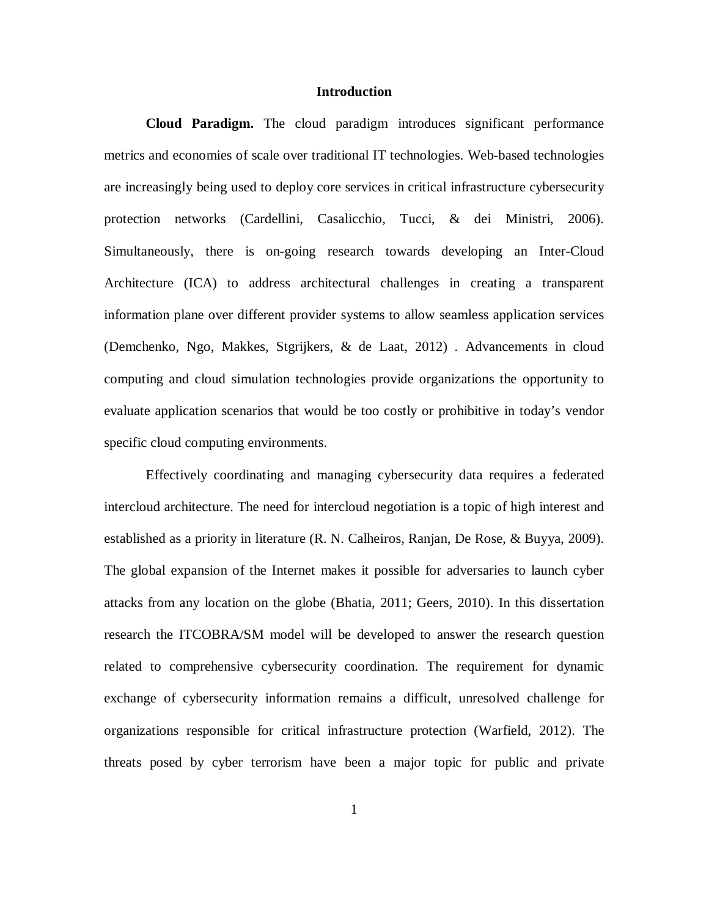# Introduction

**Cloud Paradigm.** The cloud paradigm introduces significant performance metrics and economies of scale over traditional IT technologies. Web-based technologies are increasingly being used to deploy core services in critical infrastructure cybersecurity protection networks (Cardellini, Casalicchio, Tucci, & dei Ministri, 2006). Simultaneously, there is on-going research towards developing an Inter-Cloud Architecture (ICA) to address architectural challenges in creating a transparent information plane over different provider systems to allow seamless application services (Demchenko, Ngo, Makkes, Stgrijkers, & de Laat, 2012) . Advancements in cloud computing and cloud simulation technologies provide organizations the opportunity to evaluate application scenarios that would be too costly or prohibitive in today's vendor specific cloud computing environments.

Effectively coordinating and managing cybersecurity data requires a federated intercloud architecture. The need for intercloud negotiation is a topic of high interest and established as a priority in literature (R. N. Calheiros, Ranjan, De Rose, & Buyya, 2009). The global expansion of the Internet makes it possible for adversaries to launch cyber attacks from any location on the globe (Bhatia, 2011; Geers, 2010). In this dissertation research the ITCOBRA/SM model will be developed to answer the research question related to comprehensive cybersecurity coordination. The requirement for dynamic exchange of cybersecurity information remains a difficult, unresolved challenge for organizations responsible for critical infrastructure protection (Warfield, 2012). The threats posed by cyber terrorism have been a major topic for public and private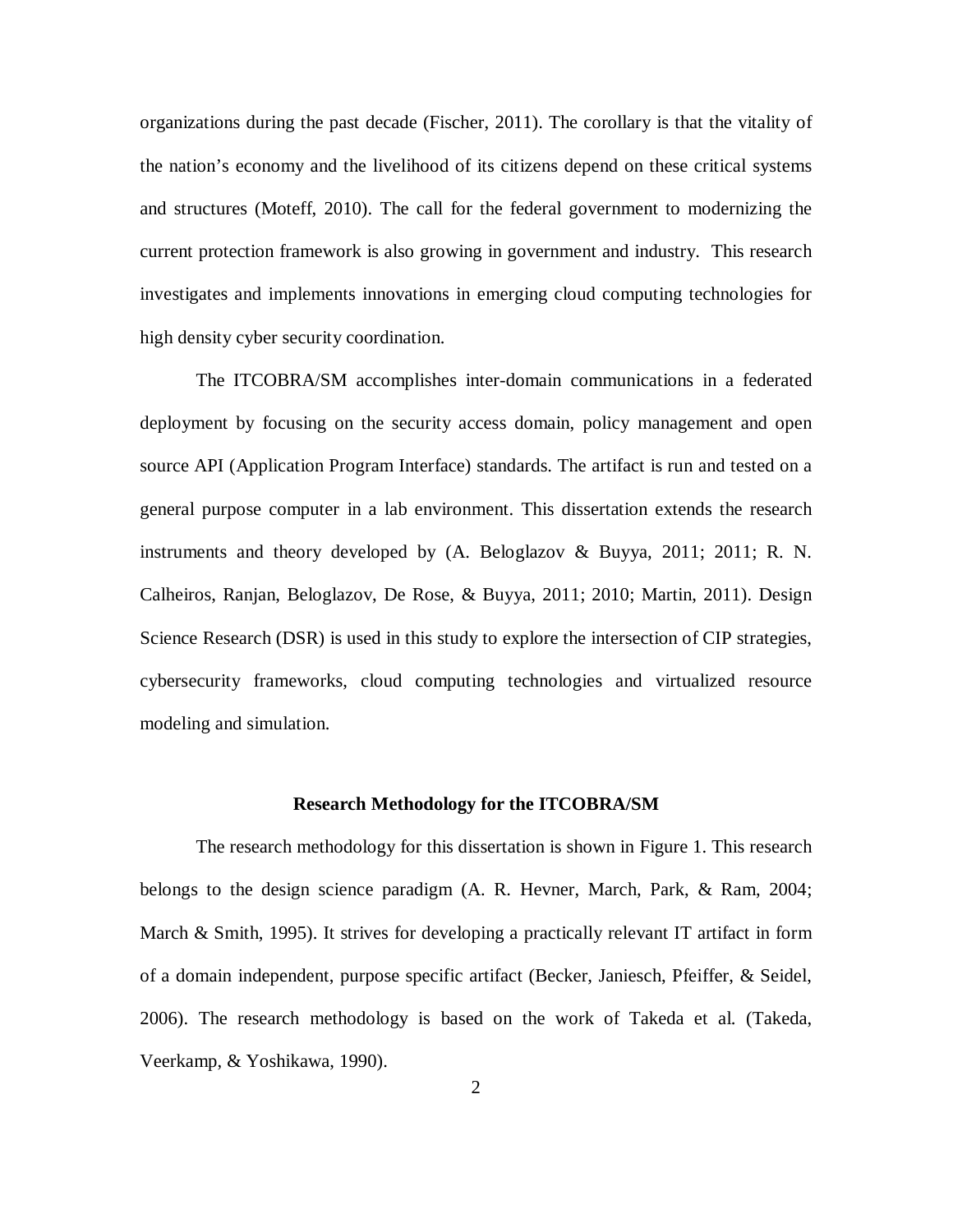organizations during the past decade (Fischer, 2011). The corollary is that the vitality of the nation's economy and the livelihood of its citizens depend on these critical systems and structures (Moteff, 2010). The call for the federal government to modernizing the current protection framework is also growing in government and industry. This research investigates and implements innovations in emerging cloud computing technologies for high density cyber security coordination.

The ITCOBRA/SM accomplishes inter-domain communications in a federated deployment by focusing on the security access domain, policy management and open source API (Application Program Interface) standards. The artifact is run and tested on a general purpose computer in a lab environment. This dissertation extends the research instruments and theory developed by (A. Beloglazov & Buyya, 2011; 2011; R. N. Calheiros, Ranjan, Beloglazov, De Rose, & Buyya, 2011; 2010; Martin, 2011). Design Science Research (DSR) is used in this study to explore the intersection of CIP strategies, cybersecurity frameworks, cloud computing technologies and virtualized resource modeling and simulation.

## Research Methodology for the ITCOBRA/SM

The research methodology for this dissertation is shown in Figure 1. This research belongs to the design science paradigm (A. R. Hevner, March, Park, & Ram, 2004; March & Smith, 1995). It strives for developing a practically relevant IT artifact in form of a domain independent, purpose specific artifact (Becker, Janiesch, Pfeiffer, & Seidel, 2006). The research methodology is based on the work of Takeda et al. (Takeda, Veerkamp, & Yoshikawa, 1990).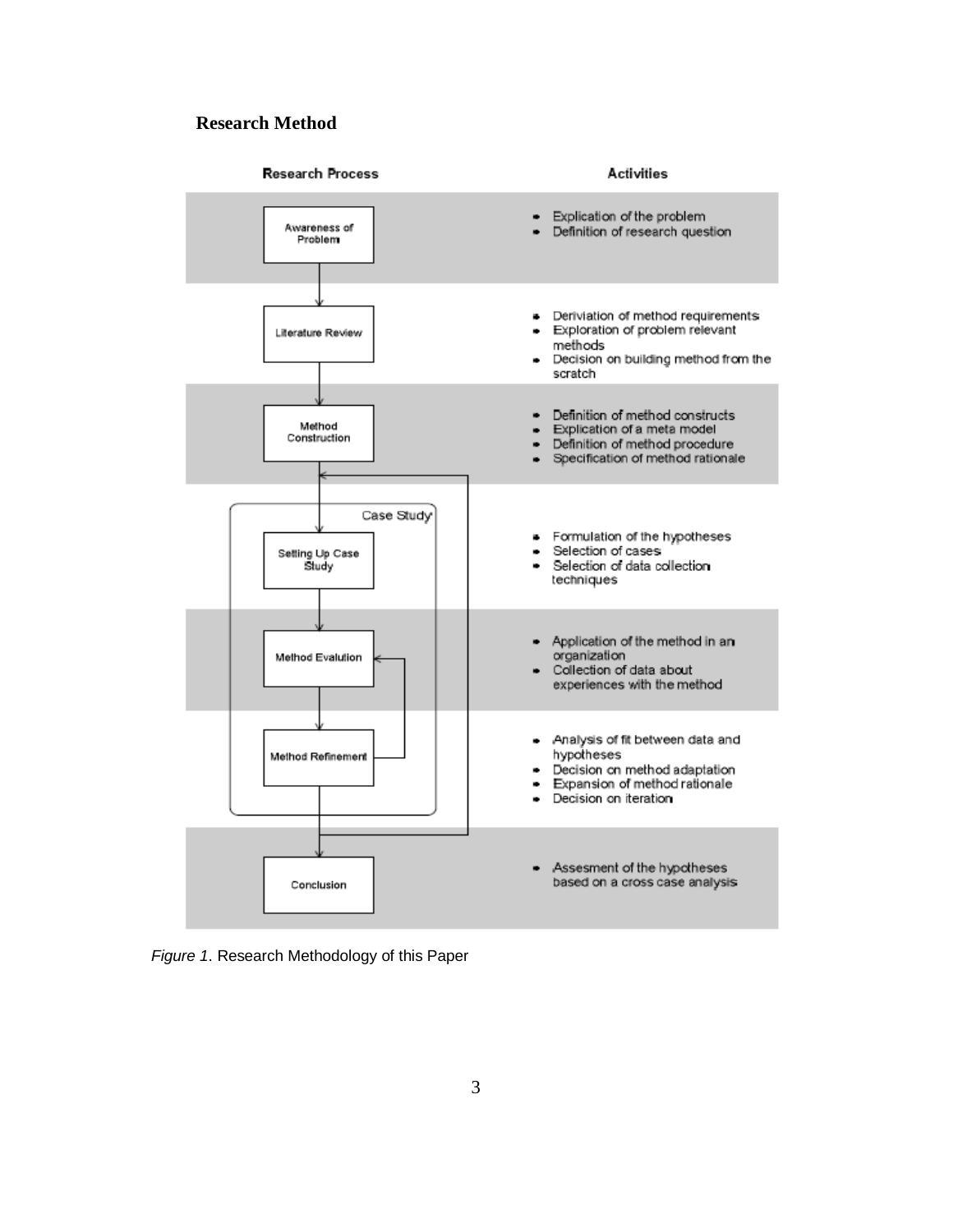## Research Method

| Research Process | Activities |
| --- | --- |
| Awareness of Problem | • Explication of the problem<br>• Definition of research question |
| Literature Review | • Deriviation of method requirements<br>• Exploration of problem relevant methods<br>• Decision on building method from the scratch |
| Method Construction | • Definition of method constructs<br>• Explication of a meta model<br>• Definition of method procedure<br>• Specification of method rationale |
| Case Study: Setting Up Case Study | • Formulation of the hypotheses<br>• Selection of cases<br>• Selection of data collection techniques |
| Case Study: Method Evalution | • Application of the method in an organization<br>• Collection of data about experiences with the method |
| Case Study: Method Refinement | • Analysis of fit between data and hypotheses<br>• Decision on method adaptation<br>• Expansion of method rationale<br>• Decision on iteration |
| Conclusion | • Assesment of the hypotheses based on a cross case analysis |

*Figure 1*. Research Methodology of this Paper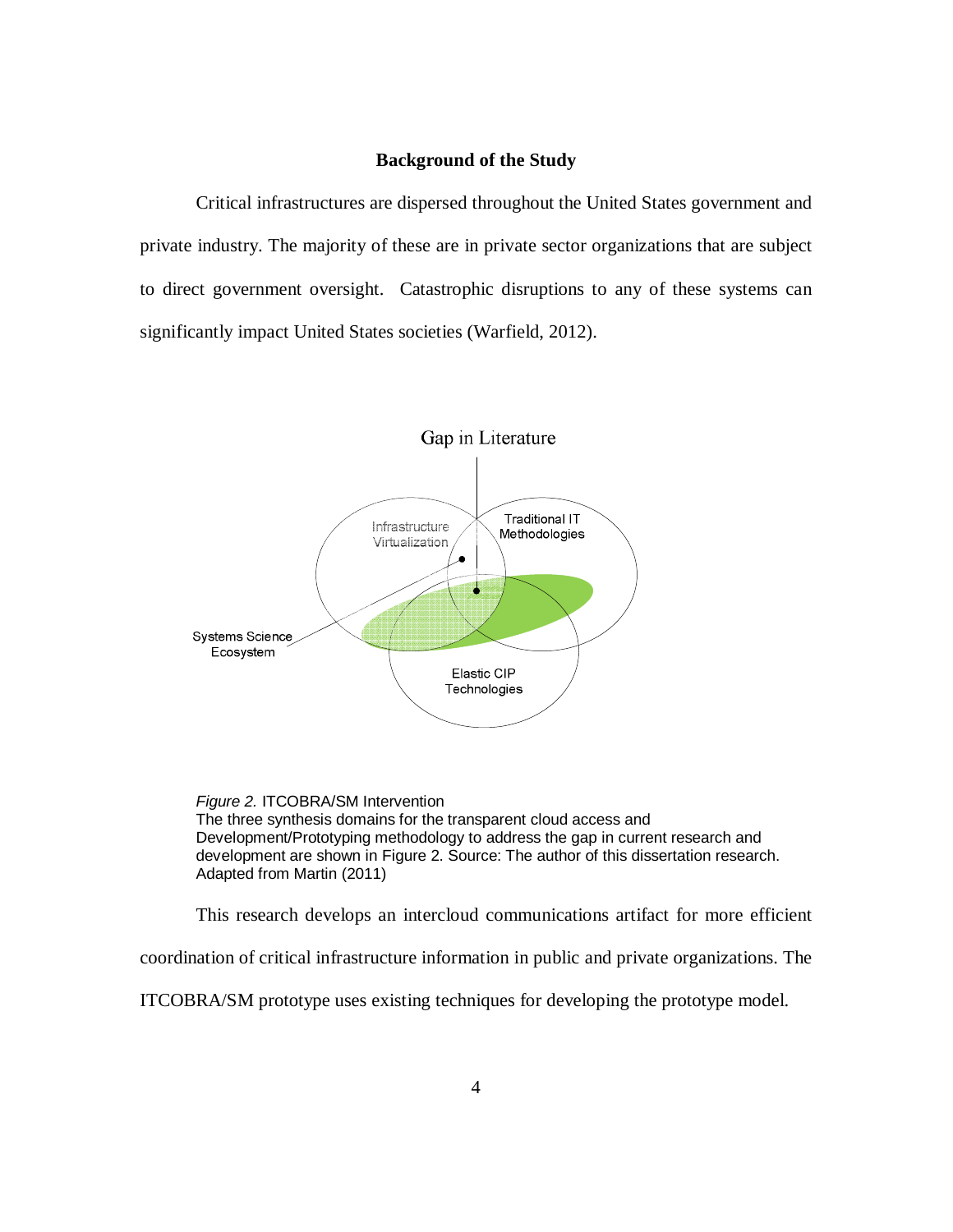## Background of the Study

Critical infrastructures are dispersed throughout the United States government and private industry. The majority of these are in private sector organizations that are subject to direct government oversight. Catastrophic disruptions to any of these systems can significantly impact United States societies (Warfield, 2012).

Gap in Literature

Infrastructure Virtualization

Traditional IT Methodologies

Systems Science Ecosystem

Elastic CIP Technologies

*Figure 2.* ITCOBRA/SM Intervention
The three synthesis domains for the transparent cloud access and Development/Prototyping methodology to address the gap in current research and development are shown in Figure 2. Source: The author of this dissertation research. Adapted from Martin (2011)

This research develops an intercloud communications artifact for more efficient coordination of critical infrastructure information in public and private organizations. The ITCOBRA/SM prototype uses existing techniques for developing the prototype model.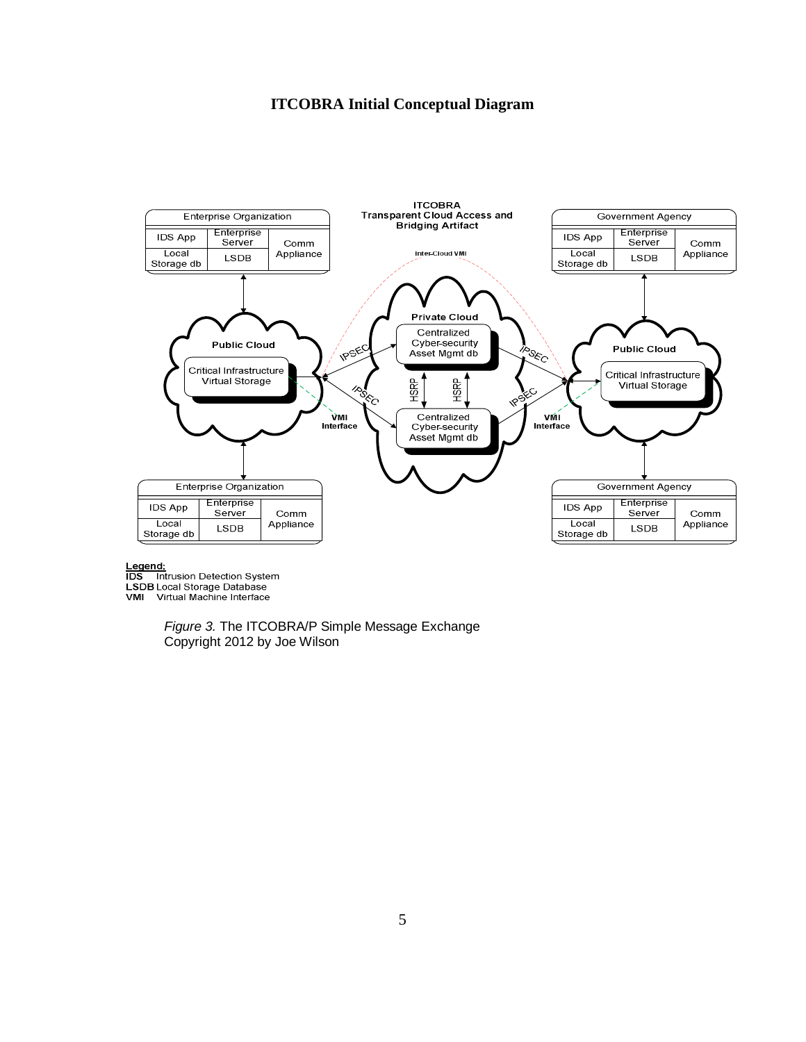# ITCOBRA Initial Conceptual Diagram

ITCOBRA
Transparent Cloud Access and Bridging Artifact

Enterprise Organization

| IDS App | Enterprise Server | Comm Appliance |
|---|---|---|
| Local Storage db | LSDB | |

Government Agency

| IDS App | Enterprise Server | Comm Appliance |
|---|---|---|
| Local Storage db | LSDB | |

Inter-Cloud VMI

Public Cloud — Critical Infrastructure Virtual Storage

Private Cloud — Centralized Cyber-security Asset Mgmt db; Centralized Cyber-security Asset Mgmt db

IPSEC, HSRP, VMI Interface

Public Cloud — Critical Infrastructure Virtual Storage

Enterprise Organization

| IDS App | Enterprise Server | Comm Appliance |
|---|---|---|
| Local Storage db | LSDB | |

Government Agency

| IDS App | Enterprise Server | Comm Appliance |
|---|---|---|
| Local Storage db | LSDB | |

**Legend:**
**IDS** Intrusion Detection System
**LSDB** Local Storage Database
**VMI** Virtual Machine Interface

*Figure 3.* The ITCOBRA/P Simple Message Exchange
Copyright 2012 by Joe Wilson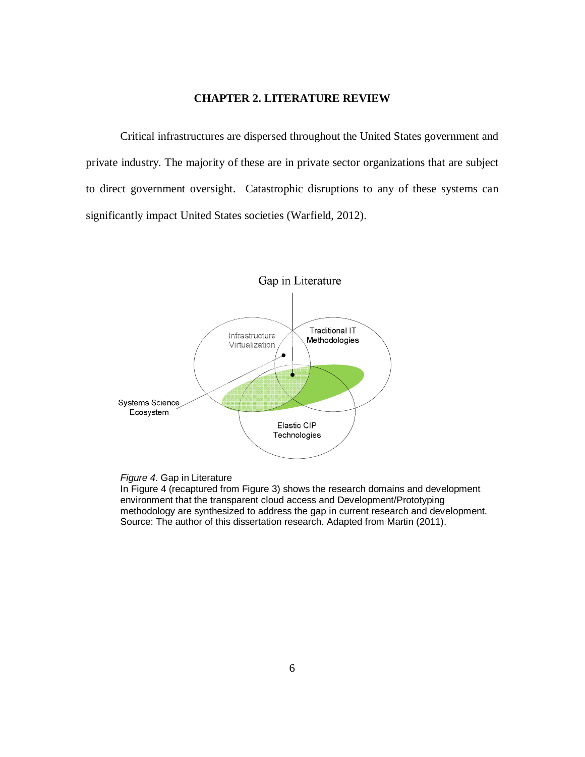# CHAPTER 2. LITERATURE REVIEW

Critical infrastructures are dispersed throughout the United States government and private industry. The majority of these are in private sector organizations that are subject to direct government oversight. Catastrophic disruptions to any of these systems can significantly impact United States societies (Warfield, 2012).

*Figure 4*. Gap in Literature
In Figure 4 (recaptured from Figure 3) shows the research domains and development environment that the transparent cloud access and Development/Prototyping methodology are synthesized to address the gap in current research and development. Source: The author of this dissertation research. Adapted from Martin (2011).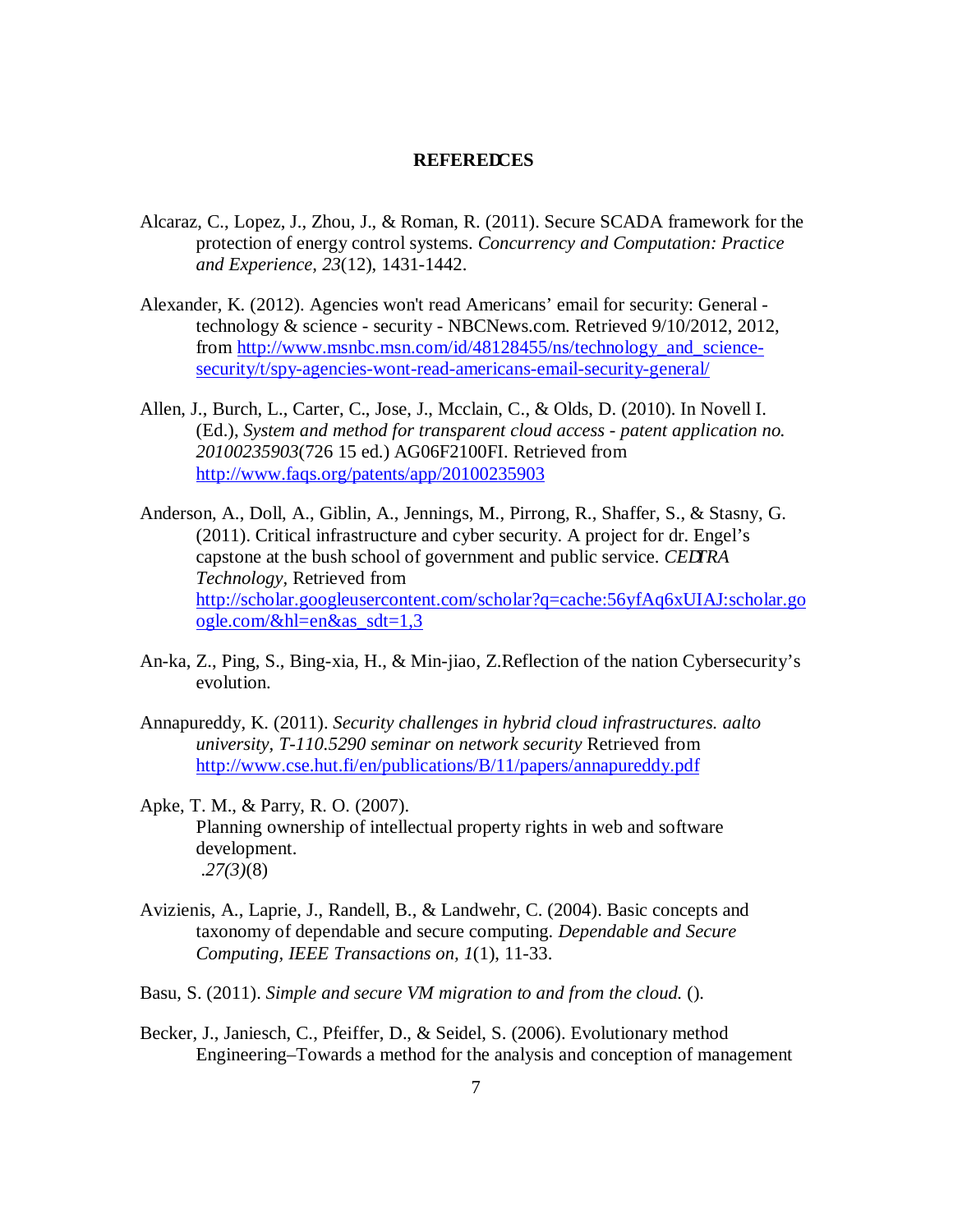**REFEREDCES**

Alcaraz, C., Lopez, J., Zhou, J., & Roman, R. (2011). Secure SCADA framework for the protection of energy control systems. *Concurrency and Computation: Practice and Experience, 23*(12), 1431-1442.

Alexander, K. (2012). Agencies won't read Americans' email for security: General - technology & science - security - NBCNews.com. Retrieved 9/10/2012, 2012, from http://www.msnbc.msn.com/id/48128455/ns/technology_and_science-security/t/spy-agencies-wont-read-americans-email-security-general/

Allen, J., Burch, L., Carter, C., Jose, J., Mcclain, C., & Olds, D. (2010). In Novell I. (Ed.), *System and method for transparent cloud access - patent application no. 20100235903*(726 15 ed.) AG06F2100FI. Retrieved from http://www.faqs.org/patents/app/20100235903

Anderson, A., Doll, A., Giblin, A., Jennings, M., Pirrong, R., Shaffer, S., & Stasny, G. (2011). Critical infrastructure and cyber security. A project for dr. Engel's capstone at the bush school of government and public service. *CEDTRA Technology,* Retrieved from http://scholar.googleusercontent.com/scholar?q=cache:56yfAq6xUIAJ:scholar.google.com/&hl=en&as_sdt=1,3

An-ka, Z., Ping, S., Bing-xia, H., & Min-jiao, Z.Reflection of the nation Cybersecurity's evolution.

Annapureddy, K. (2011). *Security challenges in hybrid cloud infrastructures. aalto university, T-110.5290 seminar on network security* Retrieved from http://www.cse.hut.fi/en/publications/B/11/papers/annapureddy.pdf

Apke, T. M., & Parry, R. O. (2007).
Planning ownership of intellectual property rights in web and software development.
*.27(3)*(8)

Avizienis, A., Laprie, J., Randell, B., & Landwehr, C. (2004). Basic concepts and taxonomy of dependable and secure computing. *Dependable and Secure Computing, IEEE Transactions on, 1*(1), 11-33.

Basu, S. (2011). *Simple and secure VM migration to and from the cloud.* ().

Becker, J., Janiesch, C., Pfeiffer, D., & Seidel, S. (2006). Evolutionary method Engineering–Towards a method for the analysis and conception of management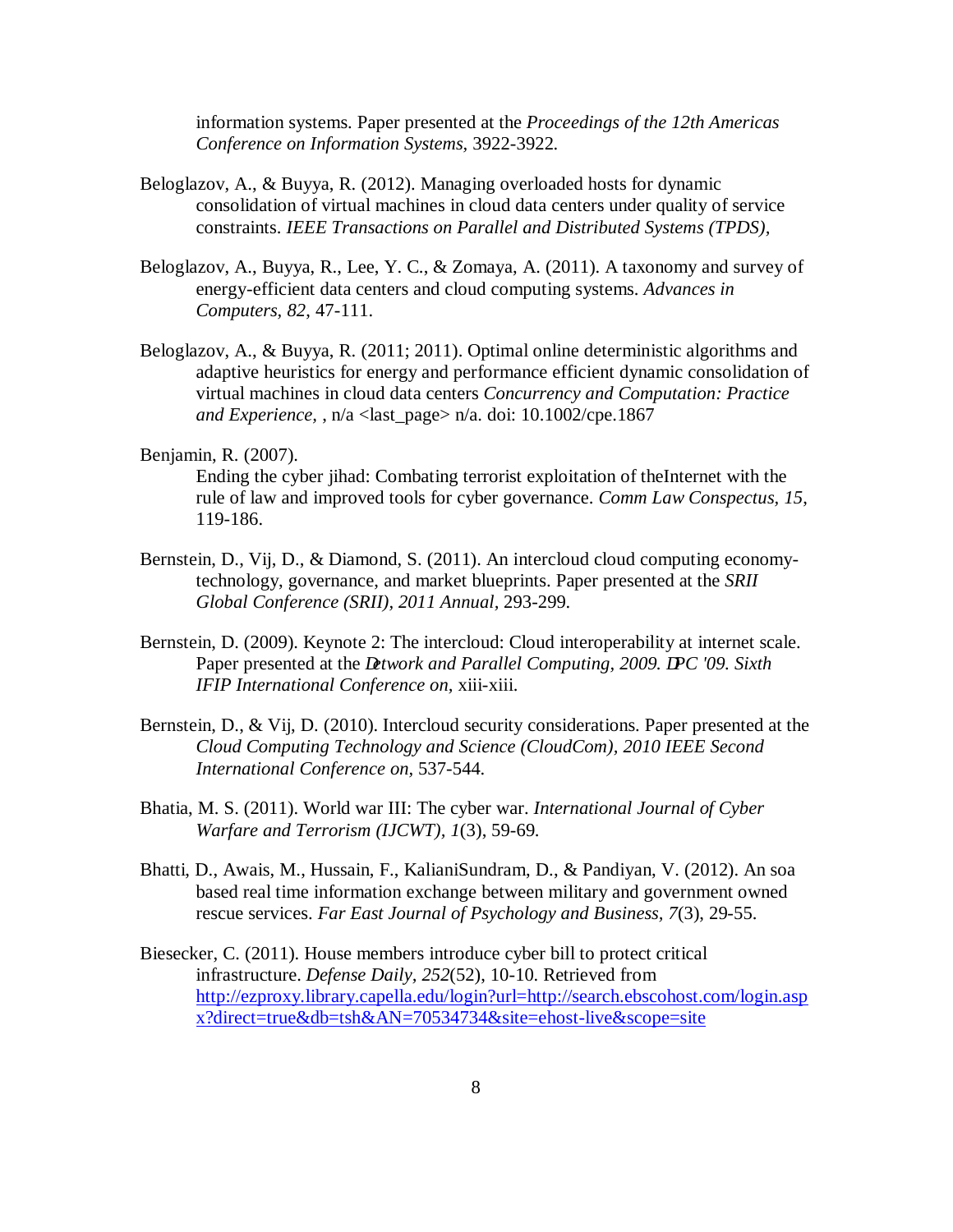information systems. Paper presented at the *Proceedings of the 12th Americas Conference on Information Systems,* 3922-3922.

Beloglazov, A., & Buyya, R. (2012). Managing overloaded hosts for dynamic consolidation of virtual machines in cloud data centers under quality of service constraints. *IEEE Transactions on Parallel and Distributed Systems (TPDS),*

Beloglazov, A., Buyya, R., Lee, Y. C., & Zomaya, A. (2011). A taxonomy and survey of energy-efficient data centers and cloud computing systems. *Advances in Computers, 82*, 47-111.

Beloglazov, A., & Buyya, R. (2011; 2011). Optimal online deterministic algorithms and adaptive heuristics for energy and performance efficient dynamic consolidation of virtual machines in cloud data centers *Concurrency and Computation: Practice and Experience,* , n/a <last_page> n/a. doi: 10.1002/cpe.1867

Benjamin, R. (2007).
Ending the cyber jihad: Combating terrorist exploitation of theInternet with the rule of law and improved tools for cyber governance. *Comm Law Conspectus, 15,* 119-186.

Bernstein, D., Vij, D., & Diamond, S. (2011). An intercloud cloud computing economy-technology, governance, and market blueprints. Paper presented at the *SRII Global Conference (SRII), 2011 Annual,* 293-299.

Bernstein, D. (2009). Keynote 2: The intercloud: Cloud interoperability at internet scale. Paper presented at the *Detwork and Parallel Computing, 2009. DPC '09. Sixth IFIP International Conference on,* xiii-xiii.

Bernstein, D., & Vij, D. (2010). Intercloud security considerations. Paper presented at the *Cloud Computing Technology and Science (CloudCom), 2010 IEEE Second International Conference on,* 537-544.

Bhatia, M. S. (2011). World war III: The cyber war. *International Journal of Cyber Warfare and Terrorism (IJCWT), 1*(3), 59-69.

Bhatti, D., Awais, M., Hussain, F., KalianiSundram, D., & Pandiyan, V. (2012). An soa based real time information exchange between military and government owned rescue services. *Far East Journal of Psychology and Business, 7*(3), 29-55.

Biesecker, C. (2011). House members introduce cyber bill to protect critical infrastructure. *Defense Daily, 252*(52), 10-10. Retrieved from http://ezproxy.library.capella.edu/login?url=http://search.ebscohost.com/login.aspx?direct=true&db=tsh&AN=70534734&site=ehost-live&scope=site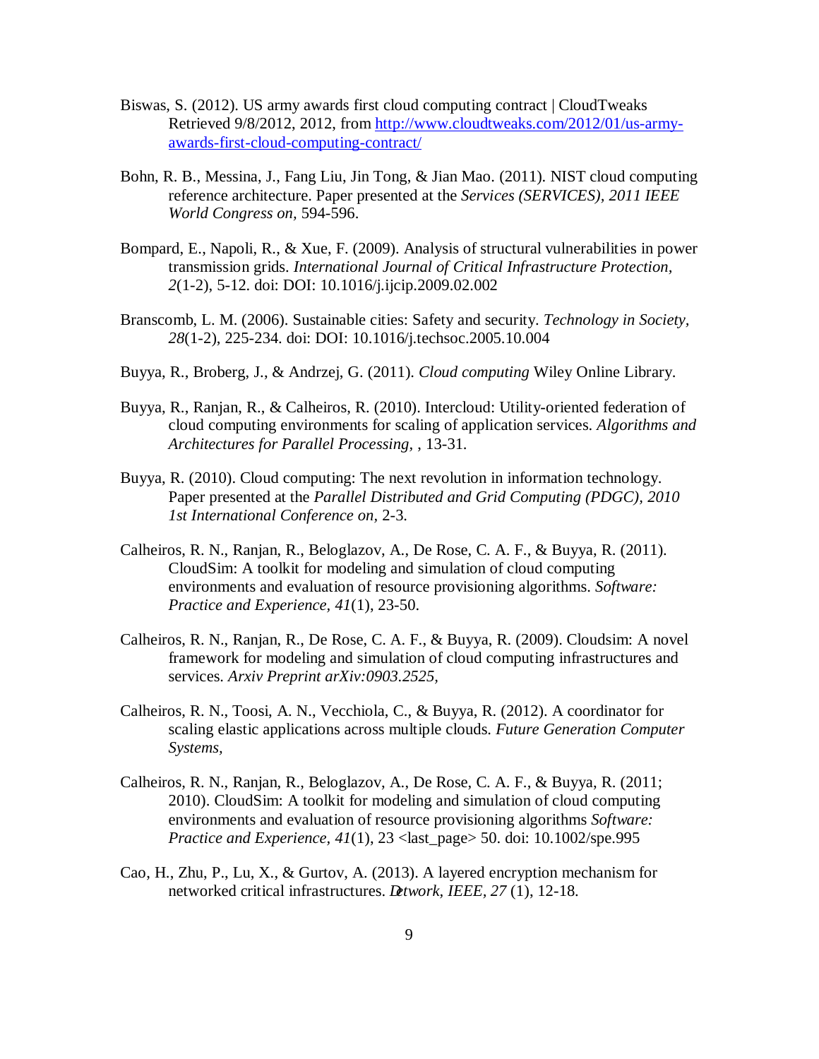Biswas, S. (2012). US army awards first cloud computing contract | CloudTweaks Retrieved 9/8/2012, 2012, from [http://www.cloudtweaks.com/2012/01/us-army-awards-first-cloud-computing-contract/](http://www.cloudtweaks.com/2012/01/us-army-awards-first-cloud-computing-contract/)

Bohn, R. B., Messina, J., Fang Liu, Jin Tong, & Jian Mao. (2011). NIST cloud computing reference architecture. Paper presented at the *Services (SERVICES), 2011 IEEE World Congress on,* 594-596.

Bompard, E., Napoli, R., & Xue, F. (2009). Analysis of structural vulnerabilities in power transmission grids. *International Journal of Critical Infrastructure Protection, 2*(1-2), 5-12. doi: DOI: 10.1016/j.ijcip.2009.02.002

Branscomb, L. M. (2006). Sustainable cities: Safety and security. *Technology in Society, 28*(1-2), 225-234. doi: DOI: 10.1016/j.techsoc.2005.10.004

Buyya, R., Broberg, J., & Andrzej, G. (2011). *Cloud computing* Wiley Online Library.

Buyya, R., Ranjan, R., & Calheiros, R. (2010). Intercloud: Utility-oriented federation of cloud computing environments for scaling of application services. *Algorithms and Architectures for Parallel Processing,* , 13-31.

Buyya, R. (2010). Cloud computing: The next revolution in information technology. Paper presented at the *Parallel Distributed and Grid Computing (PDGC), 2010 1st International Conference on,* 2-3.

Calheiros, R. N., Ranjan, R., Beloglazov, A., De Rose, C. A. F., & Buyya, R. (2011). CloudSim: A toolkit for modeling and simulation of cloud computing environments and evaluation of resource provisioning algorithms. *Software: Practice and Experience, 41*(1), 23-50.

Calheiros, R. N., Ranjan, R., De Rose, C. A. F., & Buyya, R. (2009). Cloudsim: A novel framework for modeling and simulation of cloud computing infrastructures and services. *Arxiv Preprint arXiv:0903.2525,*

Calheiros, R. N., Toosi, A. N., Vecchiola, C., & Buyya, R. (2012). A coordinator for scaling elastic applications across multiple clouds. *Future Generation Computer Systems,*

Calheiros, R. N., Ranjan, R., Beloglazov, A., De Rose, C. A. F., & Buyya, R. (2011; 2010). CloudSim: A toolkit for modeling and simulation of cloud computing environments and evaluation of resource provisioning algorithms *Software: Practice and Experience, 41*(1), 23 <last_page> 50. doi: 10.1002/spe.995

Cao, H., Zhu, P., Lu, X., & Gurtov, A. (2013). A layered encryption mechanism for networked critical infrastructures. *Network, IEEE, 27* (1), 12-18.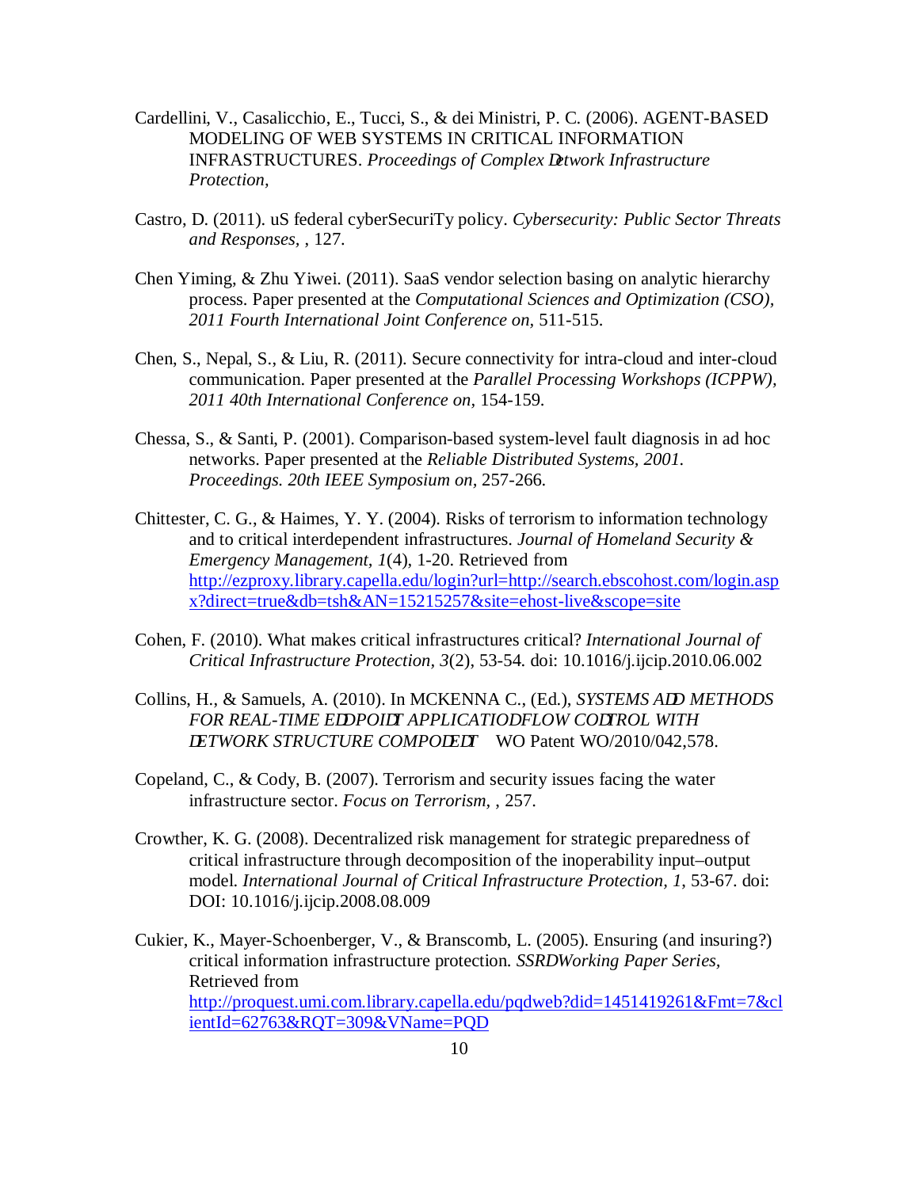Cardellini, V., Casalicchio, E., Tucci, S., & dei Ministri, P. C. (2006). AGENT-BASED MODELING OF WEB SYSTEMS IN CRITICAL INFORMATION INFRASTRUCTURES. *Proceedings of Complex Detwork Infrastructure Protection,*

Castro, D. (2011). uS federal cyberSecuriTy policy. *Cybersecurity: Public Sector Threats and Responses,* , 127.

Chen Yiming, & Zhu Yiwei. (2011). SaaS vendor selection basing on analytic hierarchy process. Paper presented at the *Computational Sciences and Optimization (CSO), 2011 Fourth International Joint Conference on,* 511-515.

Chen, S., Nepal, S., & Liu, R. (2011). Secure connectivity for intra-cloud and inter-cloud communication. Paper presented at the *Parallel Processing Workshops (ICPPW), 2011 40th International Conference on,* 154-159.

Chessa, S., & Santi, P. (2001). Comparison-based system-level fault diagnosis in ad hoc networks. Paper presented at the *Reliable Distributed Systems, 2001. Proceedings. 20th IEEE Symposium on,* 257-266.

Chittester, C. G., & Haimes, Y. Y. (2004). Risks of terrorism to information technology and to critical interdependent infrastructures. *Journal of Homeland Security & Emergency Management, 1*(4), 1-20. Retrieved from http://ezproxy.library.capella.edu/login?url=http://search.ebscohost.com/login.aspx?direct=true&db=tsh&AN=15215257&site=ehost-live&scope=site

Cohen, F. (2010). What makes critical infrastructures critical? *International Journal of Critical Infrastructure Protection, 3*(2), 53-54. doi: 10.1016/j.ijcip.2010.06.002

Collins, H., & Samuels, A. (2010). In MCKENNA C., (Ed.), *SYSTEMS ADD METHODS FOR REAL-TIME EDDPOIDT APPLICATIODFLOW CODTROL WITH DETWORK STRUCTURE COMPODEDT* WO Patent WO/2010/042,578.

Copeland, C., & Cody, B. (2007). Terrorism and security issues facing the water infrastructure sector. *Focus on Terrorism,* , 257.

Crowther, K. G. (2008). Decentralized risk management for strategic preparedness of critical infrastructure through decomposition of the inoperability input–output model. *International Journal of Critical Infrastructure Protection, 1,* 53-67. doi: DOI: 10.1016/j.ijcip.2008.08.009

Cukier, K., Mayer-Schoenberger, V., & Branscomb, L. (2005). Ensuring (and insuring?) critical information infrastructure protection. *SSRDWorking Paper Series,* Retrieved from http://proquest.umi.com.library.capella.edu/pqdweb?did=1451419261&Fmt=7&clientId=62763&RQT=309&VName=PQD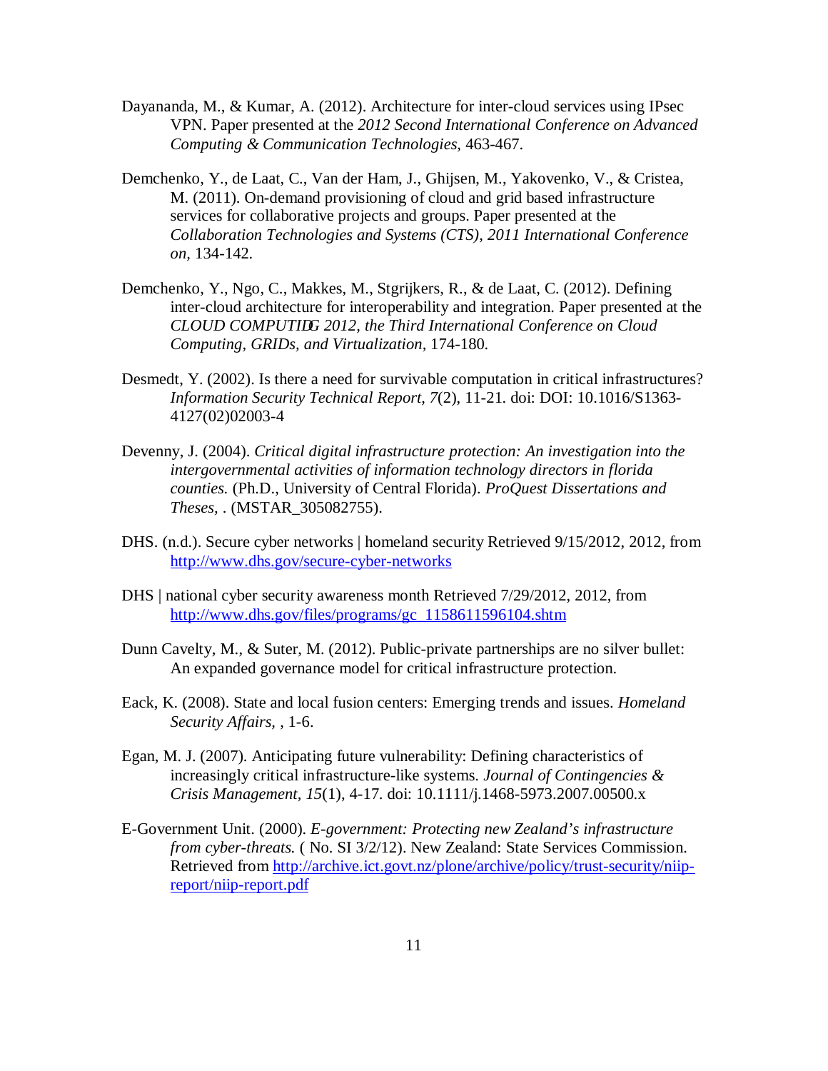Dayananda, M., & Kumar, A. (2012). Architecture for inter-cloud services using IPsec VPN. Paper presented at the *2012 Second International Conference on Advanced Computing & Communication Technologies,* 463-467.

Demchenko, Y., de Laat, C., Van der Ham, J., Ghijsen, M., Yakovenko, V., & Cristea, M. (2011). On-demand provisioning of cloud and grid based infrastructure services for collaborative projects and groups. Paper presented at the *Collaboration Technologies and Systems (CTS), 2011 International Conference on,* 134-142.

Demchenko, Y., Ngo, C., Makkes, M., Stgrijkers, R., & de Laat, C. (2012). Defining inter-cloud architecture for interoperability and integration. Paper presented at the *CLOUD COMPUTIDG 2012, the Third International Conference on Cloud Computing, GRIDs, and Virtualization,* 174-180.

Desmedt, Y. (2002). Is there a need for survivable computation in critical infrastructures? *Information Security Technical Report, 7*(2), 11-21. doi: DOI: 10.1016/S1363-4127(02)02003-4

Devenny, J. (2004). *Critical digital infrastructure protection: An investigation into the intergovernmental activities of information technology directors in florida counties.* (Ph.D., University of Central Florida). *ProQuest Dissertations and Theses,* . (MSTAR_305082755).

DHS. (n.d.). Secure cyber networks | homeland security Retrieved 9/15/2012, 2012, from http://www.dhs.gov/secure-cyber-networks

DHS | national cyber security awareness month Retrieved 7/29/2012, 2012, from http://www.dhs.gov/files/programs/gc_1158611596104.shtm

Dunn Cavelty, M., & Suter, M. (2012). Public-private partnerships are no silver bullet: An expanded governance model for critical infrastructure protection.

Eack, K. (2008). State and local fusion centers: Emerging trends and issues. *Homeland Security Affairs,* , 1-6.

Egan, M. J. (2007). Anticipating future vulnerability: Defining characteristics of increasingly critical infrastructure-like systems. *Journal of Contingencies & Crisis Management, 15*(1), 4-17. doi: 10.1111/j.1468-5973.2007.00500.x

E-Government Unit. (2000). *E-government: Protecting new Zealand's infrastructure from cyber-threats.* ( No. SI 3/2/12). New Zealand: State Services Commission. Retrieved from http://archive.ict.govt.nz/plone/archive/policy/trust-security/niip-report/niip-report.pdf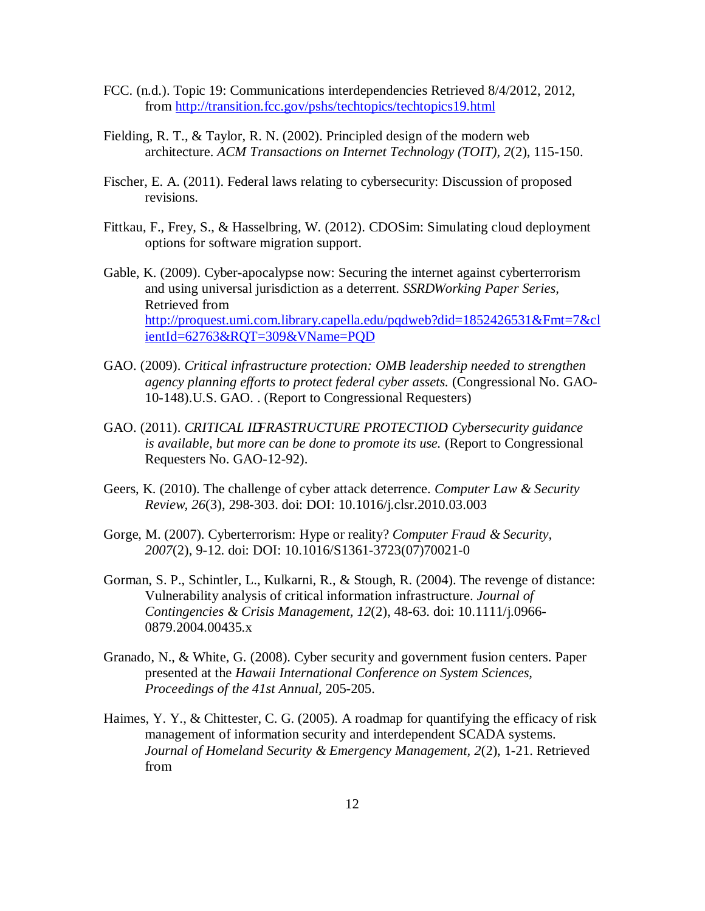FCC. (n.d.). Topic 19: Communications interdependencies Retrieved 8/4/2012, 2012, from http://transition.fcc.gov/pshs/techtopics/techtopics19.html

Fielding, R. T., & Taylor, R. N. (2002). Principled design of the modern web architecture. *ACM Transactions on Internet Technology (TOIT), 2*(2), 115-150.

Fischer, E. A. (2011). Federal laws relating to cybersecurity: Discussion of proposed revisions.

Fittkau, F., Frey, S., & Hasselbring, W. (2012). CDOSim: Simulating cloud deployment options for software migration support.

Gable, K. (2009). Cyber-apocalypse now: Securing the internet against cyberterrorism and using universal jurisdiction as a deterrent. *SSRDWorking Paper Series*, Retrieved from http://proquest.umi.com.library.capella.edu/pqdweb?did=1852426531&Fmt=7&clientId=62763&RQT=309&VName=PQD

GAO. (2009). *Critical infrastructure protection: OMB leadership needed to strengthen agency planning efforts to protect federal cyber assets.* (Congressional No. GAO-10-148).U.S. GAO. . (Report to Congressional Requesters)

GAO. (2011). *CRITICAL IDFRASTRUCTURE PROTECTIOD: Cybersecurity guidance is available, but more can be done to promote its use.* (Report to Congressional Requesters No. GAO-12-92).

Geers, K. (2010). The challenge of cyber attack deterrence. *Computer Law & Security Review, 26*(3), 298-303. doi: DOI: 10.1016/j.clsr.2010.03.003

Gorge, M. (2007). Cyberterrorism: Hype or reality? *Computer Fraud & Security, 2007*(2), 9-12. doi: DOI: 10.1016/S1361-3723(07)70021-0

Gorman, S. P., Schintler, L., Kulkarni, R., & Stough, R. (2004). The revenge of distance: Vulnerability analysis of critical information infrastructure. *Journal of Contingencies & Crisis Management, 12*(2), 48-63. doi: 10.1111/j.0966-0879.2004.00435.x

Granado, N., & White, G. (2008). Cyber security and government fusion centers. Paper presented at the *Hawaii International Conference on System Sciences, Proceedings of the 41st Annual*, 205-205.

Haimes, Y. Y., & Chittester, C. G. (2005). A roadmap for quantifying the efficacy of risk management of information security and interdependent SCADA systems. *Journal of Homeland Security & Emergency Management, 2*(2), 1-21. Retrieved from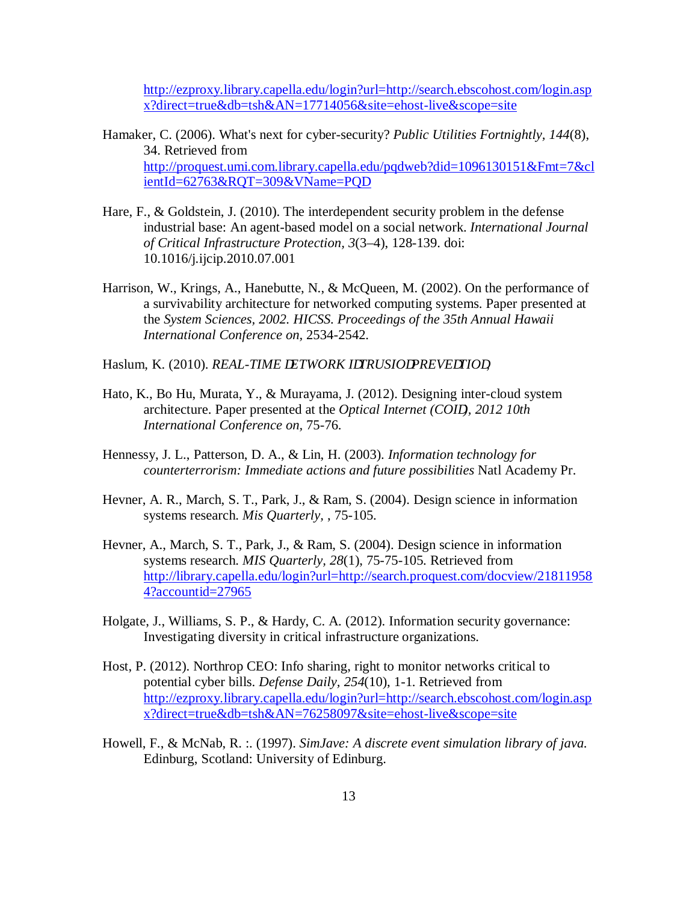http://ezproxy.library.capella.edu/login?url=http://search.ebscohost.com/login.aspx?direct=true&db=tsh&AN=17714056&site=ehost-live&scope=site

Hamaker, C. (2006). What's next for cyber-security? *Public Utilities Fortnightly, 144*(8), 34. Retrieved from http://proquest.umi.com.library.capella.edu/pqdweb?did=1096130151&Fmt=7&clientId=62763&RQT=309&VName=PQD

Hare, F., & Goldstein, J. (2010). The interdependent security problem in the defense industrial base: An agent-based model on a social network. *International Journal of Critical Infrastructure Protection, 3*(3–4), 128-139. doi: 10.1016/j.ijcip.2010.07.001

Harrison, W., Krings, A., Hanebutte, N., & McQueen, M. (2002). On the performance of a survivability architecture for networked computing systems. Paper presented at the *System Sciences, 2002. HICSS. Proceedings of the 35th Annual Hawaii International Conference on,* 2534-2542.

Haslum, K. (2010). *REAL-TIME DETWORK IDTRUSIODPREVEDTIOD,*

Hato, K., Bo Hu, Murata, Y., & Murayama, J. (2012). Designing inter-cloud system architecture. Paper presented at the *Optical Internet (COID), 2012 10th International Conference on,* 75-76.

Hennessy, J. L., Patterson, D. A., & Lin, H. (2003). *Information technology for counterterrorism: Immediate actions and future possibilities* Natl Academy Pr.

Hevner, A. R., March, S. T., Park, J., & Ram, S. (2004). Design science in information systems research. *Mis Quarterly,* , 75-105.

Hevner, A., March, S. T., Park, J., & Ram, S. (2004). Design science in information systems research. *MIS Quarterly, 28*(1), 75-75-105. Retrieved from http://library.capella.edu/login?url=http://search.proquest.com/docview/218119584?accountid=27965

Holgate, J., Williams, S. P., & Hardy, C. A. (2012). Information security governance: Investigating diversity in critical infrastructure organizations.

Host, P. (2012). Northrop CEO: Info sharing, right to monitor networks critical to potential cyber bills. *Defense Daily, 254*(10), 1-1. Retrieved from http://ezproxy.library.capella.edu/login?url=http://search.ebscohost.com/login.aspx?direct=true&db=tsh&AN=76258097&site=ehost-live&scope=site

Howell, F., & McNab, R. :. (1997). *SimJave: A discrete event simulation library of java.* Edinburg, Scotland: University of Edinburg.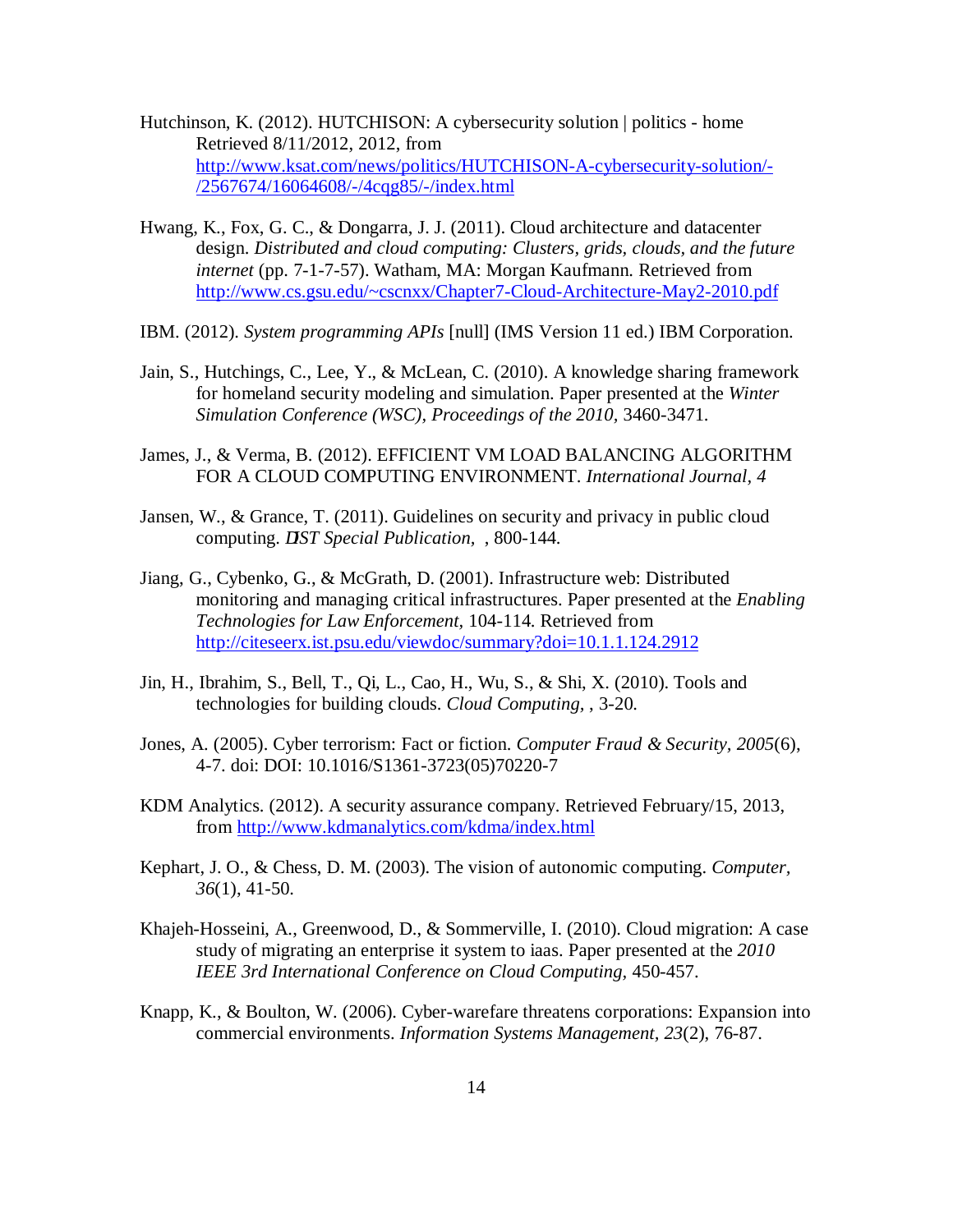Hutchinson, K. (2012). HUTCHISON: A cybersecurity solution | politics - home Retrieved 8/11/2012, 2012, from http://www.ksat.com/news/politics/HUTCHISON-A-cybersecurity-solution/-/2567674/16064608/-/4cqg85/-/index.html

Hwang, K., Fox, G. C., & Dongarra, J. J. (2011). Cloud architecture and datacenter design. *Distributed and cloud computing: Clusters, grids, clouds, and the future internet* (pp. 7-1-7-57). Watham, MA: Morgan Kaufmann. Retrieved from http://www.cs.gsu.edu/~cscnxx/Chapter7-Cloud-Architecture-May2-2010.pdf

IBM. (2012). *System programming APIs* [null] (IMS Version 11 ed.) IBM Corporation.

Jain, S., Hutchings, C., Lee, Y., & McLean, C. (2010). A knowledge sharing framework for homeland security modeling and simulation. Paper presented at the *Winter Simulation Conference (WSC), Proceedings of the 2010,* 3460-3471.

James, J., & Verma, B. (2012). EFFICIENT VM LOAD BALANCING ALGORITHM FOR A CLOUD COMPUTING ENVIRONMENT. *International Journal, 4*

Jansen, W., & Grance, T. (2011). Guidelines on security and privacy in public cloud computing. *NIST Special Publication,* , 800-144.

Jiang, G., Cybenko, G., & McGrath, D. (2001). Infrastructure web: Distributed monitoring and managing critical infrastructures. Paper presented at the *Enabling Technologies for Law Enforcement,* 104-114. Retrieved from http://citeseerx.ist.psu.edu/viewdoc/summary?doi=10.1.1.124.2912

Jin, H., Ibrahim, S., Bell, T., Qi, L., Cao, H., Wu, S., & Shi, X. (2010). Tools and technologies for building clouds. *Cloud Computing,* , 3-20.

Jones, A. (2005). Cyber terrorism: Fact or fiction. *Computer Fraud & Security, 2005*(6), 4-7. doi: DOI: 10.1016/S1361-3723(05)70220-7

KDM Analytics. (2012). A security assurance company. Retrieved February/15, 2013, from http://www.kdmanalytics.com/kdma/index.html

Kephart, J. O., & Chess, D. M. (2003). The vision of autonomic computing. *Computer, 36*(1), 41-50.

Khajeh-Hosseini, A., Greenwood, D., & Sommerville, I. (2010). Cloud migration: A case study of migrating an enterprise it system to iaas. Paper presented at the *2010 IEEE 3rd International Conference on Cloud Computing,* 450-457.

Knapp, K., & Boulton, W. (2006). Cyber-warefare threatens corporations: Expansion into commercial environments. *Information Systems Management, 23*(2), 76-87.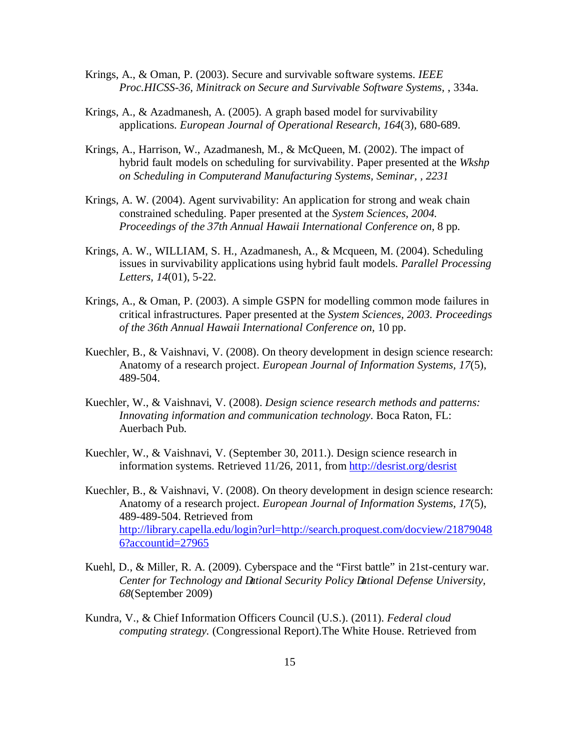Krings, A., & Oman, P. (2003). Secure and survivable software systems. *IEEE Proc.HICSS-36, Minitrack on Secure and Survivable Software Systems,* , 334a.

Krings, A., & Azadmanesh, A. (2005). A graph based model for survivability applications. *European Journal of Operational Research, 164*(3), 680-689.

Krings, A., Harrison, W., Azadmanesh, M., & McQueen, M. (2002). The impact of hybrid fault models on scheduling for survivability. Paper presented at the *Wkshp on Scheduling in Computerand Manufacturing Systems, Seminar, , 2231*

Krings, A. W. (2004). Agent survivability: An application for strong and weak chain constrained scheduling. Paper presented at the *System Sciences, 2004. Proceedings of the 37th Annual Hawaii International Conference on,* 8 pp.

Krings, A. W., WILLIAM, S. H., Azadmanesh, A., & Mcqueen, M. (2004). Scheduling issues in survivability applications using hybrid fault models. *Parallel Processing Letters, 14*(01), 5-22.

Krings, A., & Oman, P. (2003). A simple GSPN for modelling common mode failures in critical infrastructures. Paper presented at the *System Sciences, 2003. Proceedings of the 36th Annual Hawaii International Conference on,* 10 pp.

Kuechler, B., & Vaishnavi, V. (2008). On theory development in design science research: Anatomy of a research project. *European Journal of Information Systems, 17*(5), 489-504.

Kuechler, W., & Vaishnavi, V. (2008). *Design science research methods and patterns: Innovating information and communication technology*. Boca Raton, FL: Auerbach Pub.

Kuechler, W., & Vaishnavi, V. (September 30, 2011.). Design science research in information systems. Retrieved 11/26, 2011, from http://desrist.org/desrist

Kuechler, B., & Vaishnavi, V. (2008). On theory development in design science research: Anatomy of a research project. *European Journal of Information Systems, 17*(5), 489-489-504. Retrieved from http://library.capella.edu/login?url=http://search.proquest.com/docview/218790486?accountid=27965

Kuehl, D., & Miller, R. A. (2009). Cyberspace and the "First battle" in 21st-century war. *Center for Technology and Dational Security Policy Dational Defense University, 68*(September 2009)

Kundra, V., & Chief Information Officers Council (U.S.). (2011). *Federal cloud computing strategy.* (Congressional Report).The White House. Retrieved from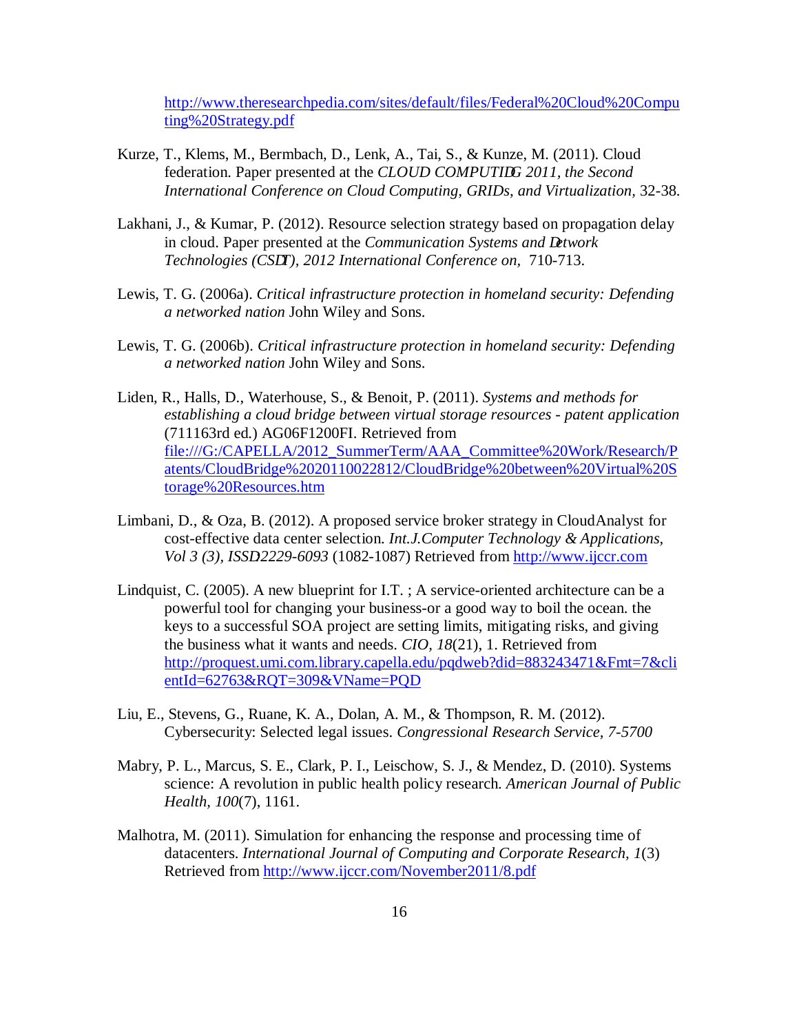http://www.theresearchpedia.com/sites/default/files/Federal%20Cloud%20Computing%20Strategy.pdf

Kurze, T., Klems, M., Bermbach, D., Lenk, A., Tai, S., & Kunze, M. (2011). Cloud federation. Paper presented at the *CLOUD COMPUTIDG 2011, the Second International Conference on Cloud Computing, GRIDs, and Virtualization,* 32-38.

Lakhani, J., & Kumar, P. (2012). Resource selection strategy based on propagation delay in cloud. Paper presented at the *Communication Systems and Detwork Technologies (CSDT), 2012 International Conference on,* 710-713.

Lewis, T. G. (2006a). *Critical infrastructure protection in homeland security: Defending a networked nation* John Wiley and Sons.

Lewis, T. G. (2006b). *Critical infrastructure protection in homeland security: Defending a networked nation* John Wiley and Sons.

Liden, R., Halls, D., Waterhouse, S., & Benoit, P. (2011). *Systems and methods for establishing a cloud bridge between virtual storage resources - patent application* (711163rd ed.) AG06F1200FI. Retrieved from file:///G:/CAPELLA/2012_SummerTerm/AAA_Committee%20Work/Research/Patents/CloudBridge%2020110022812/CloudBridge%20between%20Virtual%20Storage%20Resources.htm

Limbani, D., & Oza, B. (2012). A proposed service broker strategy in CloudAnalyst for cost-effective data center selection. *Int.J.Computer Technology & Applications, Vol 3 (3), ISSD2229-6093* (1082-1087) Retrieved from http://www.ijccr.com

Lindquist, C. (2005). A new blueprint for I.T. ; A service-oriented architecture can be a powerful tool for changing your business-or a good way to boil the ocean. the keys to a successful SOA project are setting limits, mitigating risks, and giving the business what it wants and needs. *CIO, 18*(21), 1. Retrieved from http://proquest.umi.com.library.capella.edu/pqdweb?did=883243471&Fmt=7&clientId=62763&RQT=309&VName=PQD

Liu, E., Stevens, G., Ruane, K. A., Dolan, A. M., & Thompson, R. M. (2012). Cybersecurity: Selected legal issues. *Congressional Research Service, 7-5700*

Mabry, P. L., Marcus, S. E., Clark, P. I., Leischow, S. J., & Mendez, D. (2010). Systems science: A revolution in public health policy research. *American Journal of Public Health, 100*(7), 1161.

Malhotra, M. (2011). Simulation for enhancing the response and processing time of datacenters. *International Journal of Computing and Corporate Research, 1*(3) Retrieved from http://www.ijccr.com/November2011/8.pdf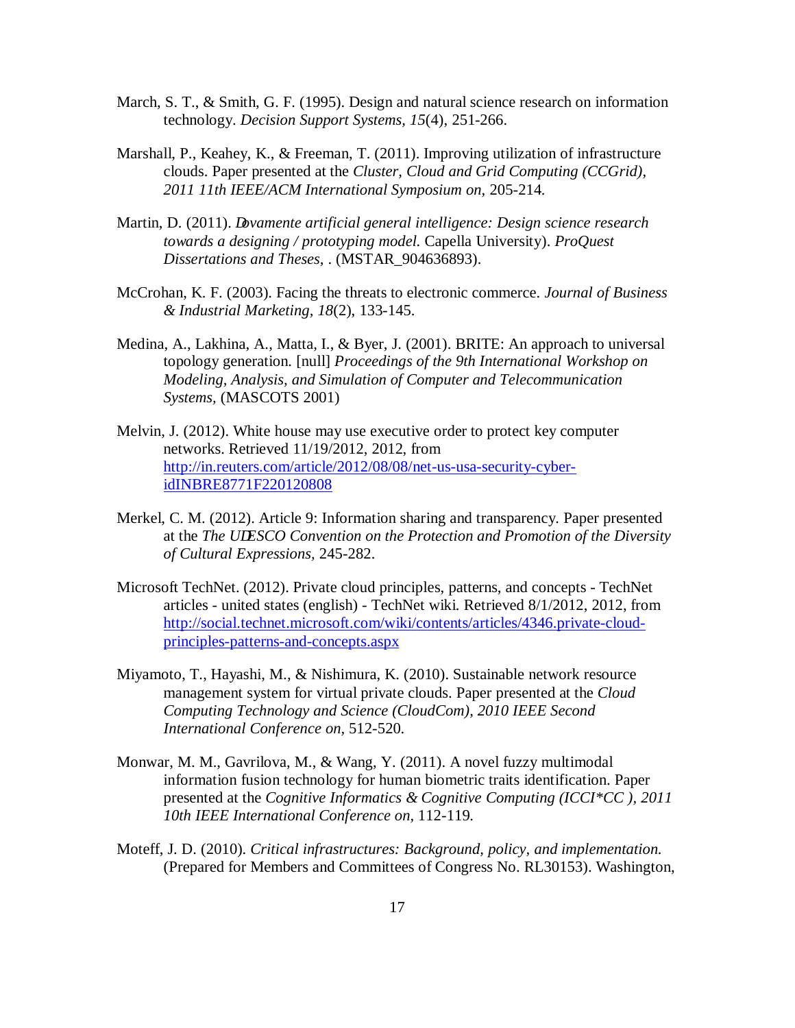March, S. T., & Smith, G. F. (1995). Design and natural science research on information technology. *Decision Support Systems, 15*(4), 251-266.

Marshall, P., Keahey, K., & Freeman, T. (2011). Improving utilization of infrastructure clouds. Paper presented at the *Cluster, Cloud and Grid Computing (CCGrid), 2011 11th IEEE/ACM International Symposium on,* 205-214.

Martin, D. (2011). *Dovamente artificial general intelligence: Design science research towards a designing / prototyping model.* Capella University). *ProQuest Dissertations and Theses,* . (MSTAR_904636893).

McCrohan, K. F. (2003). Facing the threats to electronic commerce. *Journal of Business & Industrial Marketing, 18*(2), 133-145.

Medina, A., Lakhina, A., Matta, I., & Byer, J. (2001). BRITE: An approach to universal topology generation. [null] *Proceedings of the 9th International Workshop on Modeling, Analysis, and Simulation of Computer and Telecommunication Systems,* (MASCOTS 2001)

Melvin, J. (2012). White house may use executive order to protect key computer networks. Retrieved 11/19/2012, 2012, from [http://in.reuters.com/article/2012/08/08/net-us-usa-security-cyber-idINBRE8771F220120808](http://in.reuters.com/article/2012/08/08/net-us-usa-security-cyber-idINBRE8771F220120808)

Merkel, C. M. (2012). Article 9: Information sharing and transparency. Paper presented at the *The UDESCO Convention on the Protection and Promotion of the Diversity of Cultural Expressions,* 245-282.

Microsoft TechNet. (2012). Private cloud principles, patterns, and concepts - TechNet articles - united states (english) - TechNet wiki. Retrieved 8/1/2012, 2012, from [http://social.technet.microsoft.com/wiki/contents/articles/4346.private-cloud-principles-patterns-and-concepts.aspx](http://social.technet.microsoft.com/wiki/contents/articles/4346.private-cloud-principles-patterns-and-concepts.aspx)

Miyamoto, T., Hayashi, M., & Nishimura, K. (2010). Sustainable network resource management system for virtual private clouds. Paper presented at the *Cloud Computing Technology and Science (CloudCom), 2010 IEEE Second International Conference on,* 512-520.

Monwar, M. M., Gavrilova, M., & Wang, Y. (2011). A novel fuzzy multimodal information fusion technology for human biometric traits identification. Paper presented at the *Cognitive Informatics & Cognitive Computing (ICCI*CC ), 2011 10th IEEE International Conference on,* 112-119.

Moteff, J. D. (2010). *Critical infrastructures: Background, policy, and implementation.* (Prepared for Members and Committees of Congress No. RL30153). Washington,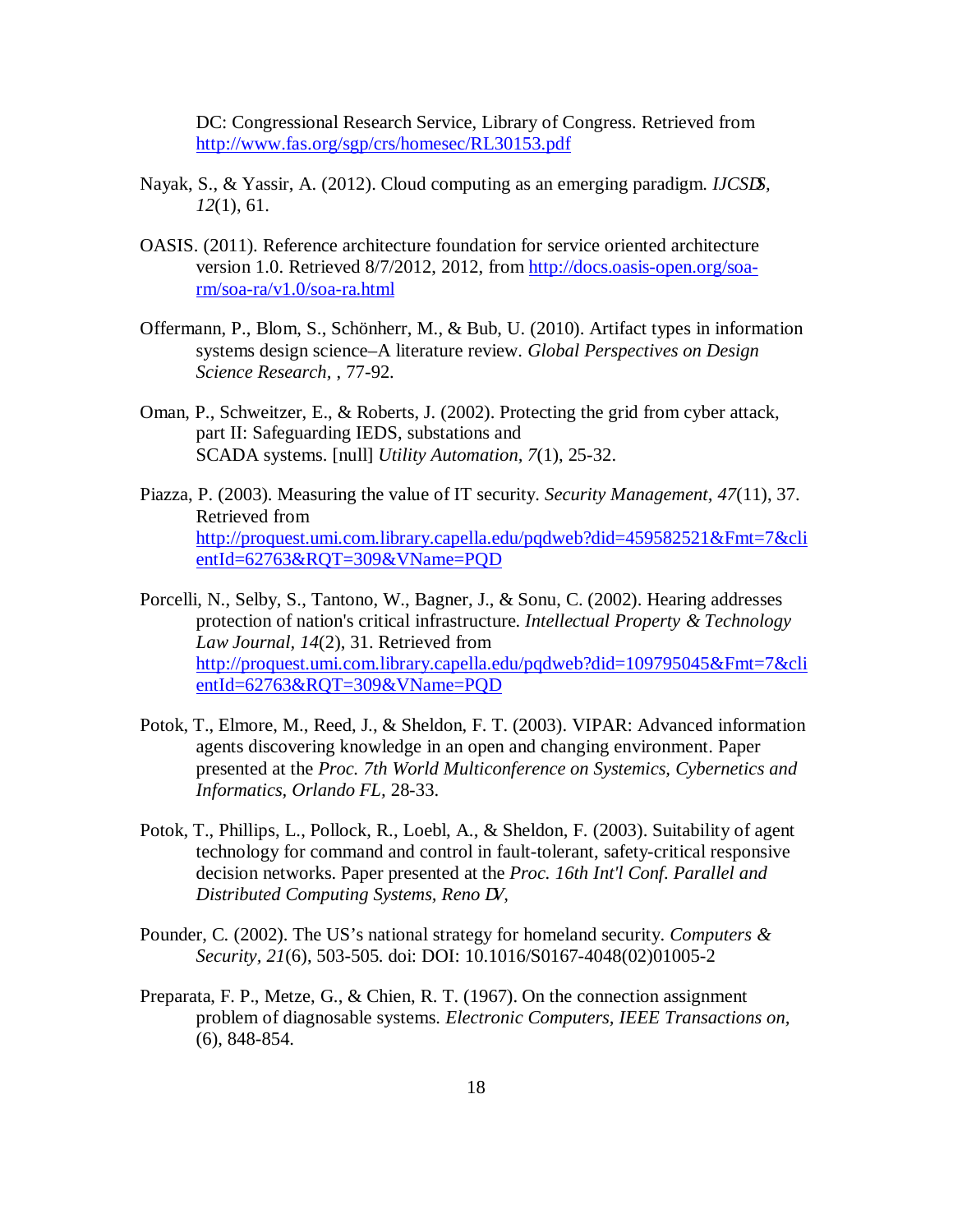DC: Congressional Research Service, Library of Congress. Retrieved from http://www.fas.org/sgp/crs/homesec/RL30153.pdf

Nayak, S., & Yassir, A. (2012). Cloud computing as an emerging paradigm. *IJCSDS, 12*(1), 61.

OASIS. (2011). Reference architecture foundation for service oriented architecture version 1.0. Retrieved 8/7/2012, 2012, from http://docs.oasis-open.org/soa-rm/soa-ra/v1.0/soa-ra.html

Offermann, P., Blom, S., Schönherr, M., & Bub, U. (2010). Artifact types in information systems design science–A literature review. *Global Perspectives on Design Science Research,* , 77-92.

Oman, P., Schweitzer, E., & Roberts, J. (2002). Protecting the grid from cyber attack, part II: Safeguarding IEDS, substations and SCADA systems. [null] *Utility Automation, 7*(1), 25-32.

Piazza, P. (2003). Measuring the value of IT security. *Security Management*, *47*(11), 37. Retrieved from http://proquest.umi.com.library.capella.edu/pqdweb?did=459582521&Fmt=7&clientId=62763&RQT=309&VName=PQD

Porcelli, N., Selby, S., Tantono, W., Bagner, J., & Sonu, C. (2002). Hearing addresses protection of nation's critical infrastructure. *Intellectual Property & Technology Law Journal, 14*(2), 31. Retrieved from http://proquest.umi.com.library.capella.edu/pqdweb?did=109795045&Fmt=7&clientId=62763&RQT=309&VName=PQD

Potok, T., Elmore, M., Reed, J., & Sheldon, F. T. (2003). VIPAR: Advanced information agents discovering knowledge in an open and changing environment. Paper presented at the *Proc. 7th World Multiconference on Systemics, Cybernetics and Informatics, Orlando FL,* 28-33.

Potok, T., Phillips, L., Pollock, R., Loebl, A., & Sheldon, F. (2003). Suitability of agent technology for command and control in fault-tolerant, safety-critical responsive decision networks. Paper presented at the *Proc. 16th Int'l Conf. Parallel and Distributed Computing Systems, Reno NV,*

Pounder, C. (2002). The US's national strategy for homeland security. *Computers & Security, 21*(6), 503-505. doi: DOI: 10.1016/S0167-4048(02)01005-2

Preparata, F. P., Metze, G., & Chien, R. T. (1967). On the connection assignment problem of diagnosable systems. *Electronic Computers, IEEE Transactions on,* (6), 848-854.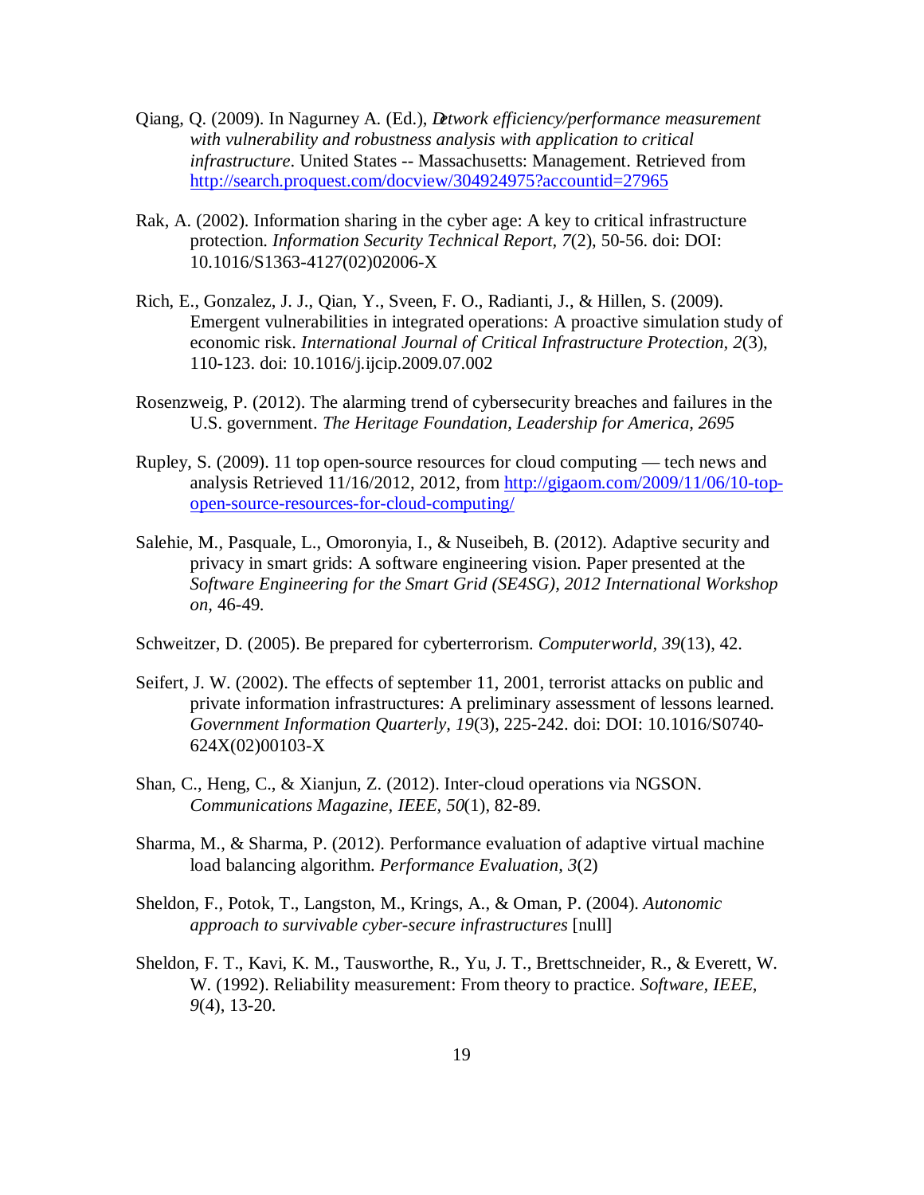Qiang, Q. (2009). In Nagurney A. (Ed.), *Network efficiency/performance measurement with vulnerability and robustness analysis with application to critical infrastructure*. United States -- Massachusetts: Management. Retrieved from http://search.proquest.com/docview/304924975?accountid=27965

Rak, A. (2002). Information sharing in the cyber age: A key to critical infrastructure protection. *Information Security Technical Report, 7*(2), 50-56. doi: DOI: 10.1016/S1363-4127(02)02006-X

Rich, E., Gonzalez, J. J., Qian, Y., Sveen, F. O., Radianti, J., & Hillen, S. (2009). Emergent vulnerabilities in integrated operations: A proactive simulation study of economic risk. *International Journal of Critical Infrastructure Protection, 2*(3), 110-123. doi: 10.1016/j.ijcip.2009.07.002

Rosenzweig, P. (2012). The alarming trend of cybersecurity breaches and failures in the U.S. government. *The Heritage Foundation, Leadership for America, 2695*

Rupley, S. (2009). 11 top open-source resources for cloud computing — tech news and analysis Retrieved 11/16/2012, 2012, from http://gigaom.com/2009/11/06/10-top-open-source-resources-for-cloud-computing/

Salehie, M., Pasquale, L., Omoronyia, I., & Nuseibeh, B. (2012). Adaptive security and privacy in smart grids: A software engineering vision. Paper presented at the *Software Engineering for the Smart Grid (SE4SG), 2012 International Workshop on,* 46-49.

Schweitzer, D. (2005). Be prepared for cyberterrorism. *Computerworld, 39*(13), 42.

Seifert, J. W. (2002). The effects of september 11, 2001, terrorist attacks on public and private information infrastructures: A preliminary assessment of lessons learned. *Government Information Quarterly, 19*(3), 225-242. doi: DOI: 10.1016/S0740-624X(02)00103-X

Shan, C., Heng, C., & Xianjun, Z. (2012). Inter-cloud operations via NGSON. *Communications Magazine, IEEE, 50*(1), 82-89.

Sharma, M., & Sharma, P. (2012). Performance evaluation of adaptive virtual machine load balancing algorithm. *Performance Evaluation, 3*(2)

Sheldon, F., Potok, T., Langston, M., Krings, A., & Oman, P. (2004). *Autonomic approach to survivable cyber-secure infrastructures* [null]

Sheldon, F. T., Kavi, K. M., Tausworthe, R., Yu, J. T., Brettschneider, R., & Everett, W. W. (1992). Reliability measurement: From theory to practice. *Software, IEEE, 9*(4), 13-20.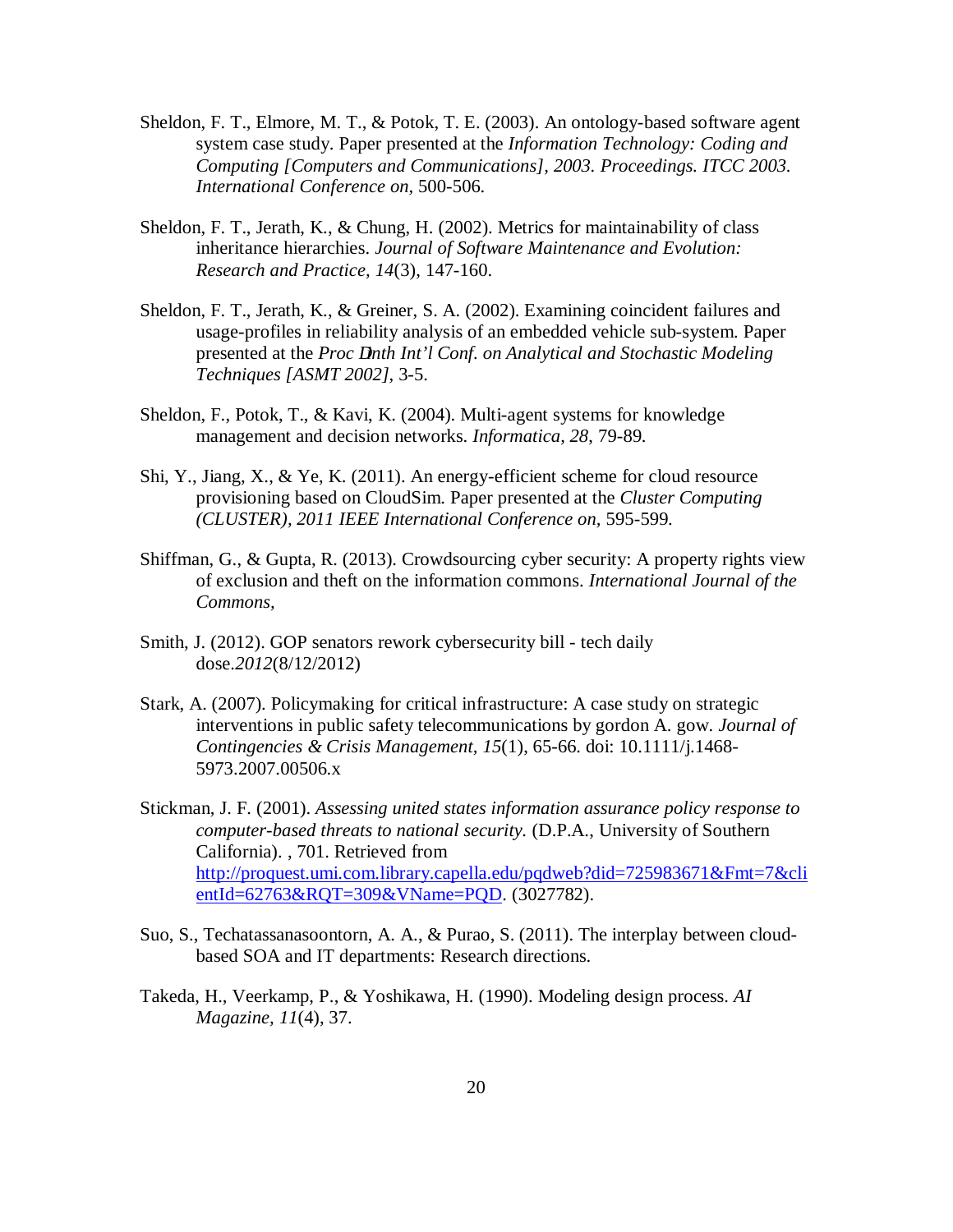Sheldon, F. T., Elmore, M. T., & Potok, T. E. (2003). An ontology-based software agent system case study. Paper presented at the *Information Technology: Coding and Computing [Computers and Communications], 2003. Proceedings. ITCC 2003. International Conference on*, 500-506.

Sheldon, F. T., Jerath, K., & Chung, H. (2002). Metrics for maintainability of class inheritance hierarchies. *Journal of Software Maintenance and Evolution: Research and Practice, 14*(3), 147-160.

Sheldon, F. T., Jerath, K., & Greiner, S. A. (2002). Examining coincident failures and usage-profiles in reliability analysis of an embedded vehicle sub-system. Paper presented at the *Proc Dnth Int'l Conf. on Analytical and Stochastic Modeling Techniques [ASMT 2002]*, 3-5.

Sheldon, F., Potok, T., & Kavi, K. (2004). Multi-agent systems for knowledge management and decision networks. *Informatica, 28*, 79-89.

Shi, Y., Jiang, X., & Ye, K. (2011). An energy-efficient scheme for cloud resource provisioning based on CloudSim. Paper presented at the *Cluster Computing (CLUSTER), 2011 IEEE International Conference on*, 595-599.

Shiffman, G., & Gupta, R. (2013). Crowdsourcing cyber security: A property rights view of exclusion and theft on the information commons. *International Journal of the Commons,*

Smith, J. (2012). GOP senators rework cybersecurity bill - tech daily dose.*2012*(8/12/2012)

Stark, A. (2007). Policymaking for critical infrastructure: A case study on strategic interventions in public safety telecommunications by gordon A. gow. *Journal of Contingencies & Crisis Management, 15*(1), 65-66. doi: 10.1111/j.1468-5973.2007.00506.x

Stickman, J. F. (2001). *Assessing united states information assurance policy response to computer-based threats to national security.* (D.P.A., University of Southern California). , 701. Retrieved from http://proquest.umi.com.library.capella.edu/pqdweb?did=725983671&Fmt=7&clientId=62763&RQT=309&VName=PQD. (3027782).

Suo, S., Techatassanasoontorn, A. A., & Purao, S. (2011). The interplay between cloud-based SOA and IT departments: Research directions.

Takeda, H., Veerkamp, P., & Yoshikawa, H. (1990). Modeling design process. *AI Magazine, 11*(4), 37.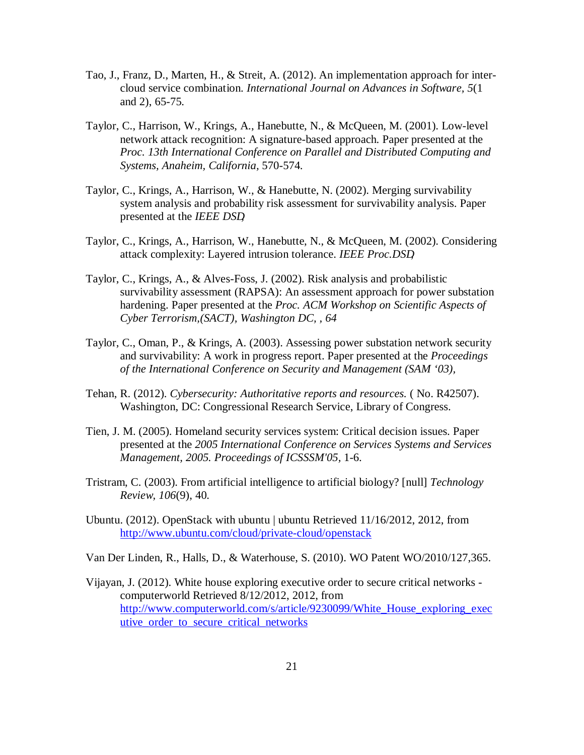Tao, J., Franz, D., Marten, H., & Streit, A. (2012). An implementation approach for inter-cloud service combination. *International Journal on Advances in Software, 5*(1 and 2), 65-75.

Taylor, C., Harrison, W., Krings, A., Hanebutte, N., & McQueen, M. (2001). Low-level network attack recognition: A signature-based approach. Paper presented at the *Proc. 13th International Conference on Parallel and Distributed Computing and Systems, Anaheim, California,* 570-574.

Taylor, C., Krings, A., Harrison, W., & Hanebutte, N. (2002). Merging survivability system analysis and probability risk assessment for survivability analysis. Paper presented at the *IEEE DSD,*

Taylor, C., Krings, A., Harrison, W., Hanebutte, N., & McQueen, M. (2002). Considering attack complexity: Layered intrusion tolerance. *IEEE Proc.DSD,*

Taylor, C., Krings, A., & Alves-Foss, J. (2002). Risk analysis and probabilistic survivability assessment (RAPSA): An assessment approach for power substation hardening. Paper presented at the *Proc. ACM Workshop on Scientific Aspects of Cyber Terrorism,(SACT), Washington DC, , 64*

Taylor, C., Oman, P., & Krings, A. (2003). Assessing power substation network security and survivability: A work in progress report. Paper presented at the *Proceedings of the International Conference on Security and Management (SAM '03),*

Tehan, R. (2012). *Cybersecurity: Authoritative reports and resources.* ( No. R42507). Washington, DC: Congressional Research Service, Library of Congress.

Tien, J. M. (2005). Homeland security services system: Critical decision issues. Paper presented at the *2005 International Conference on Services Systems and Services Management, 2005. Proceedings of ICSSSM'05,* 1-6.

Tristram, C. (2003). From artificial intelligence to artificial biology? [null] *Technology Review, 106*(9), 40.

Ubuntu. (2012). OpenStack with ubuntu | ubuntu Retrieved 11/16/2012, 2012, from http://www.ubuntu.com/cloud/private-cloud/openstack

Van Der Linden, R., Halls, D., & Waterhouse, S. (2010). WO Patent WO/2010/127,365.

Vijayan, J. (2012). White house exploring executive order to secure critical networks - computerworld Retrieved 8/12/2012, 2012, from http://www.computerworld.com/s/article/9230099/White_House_exploring_executive_order_to_secure_critical_networks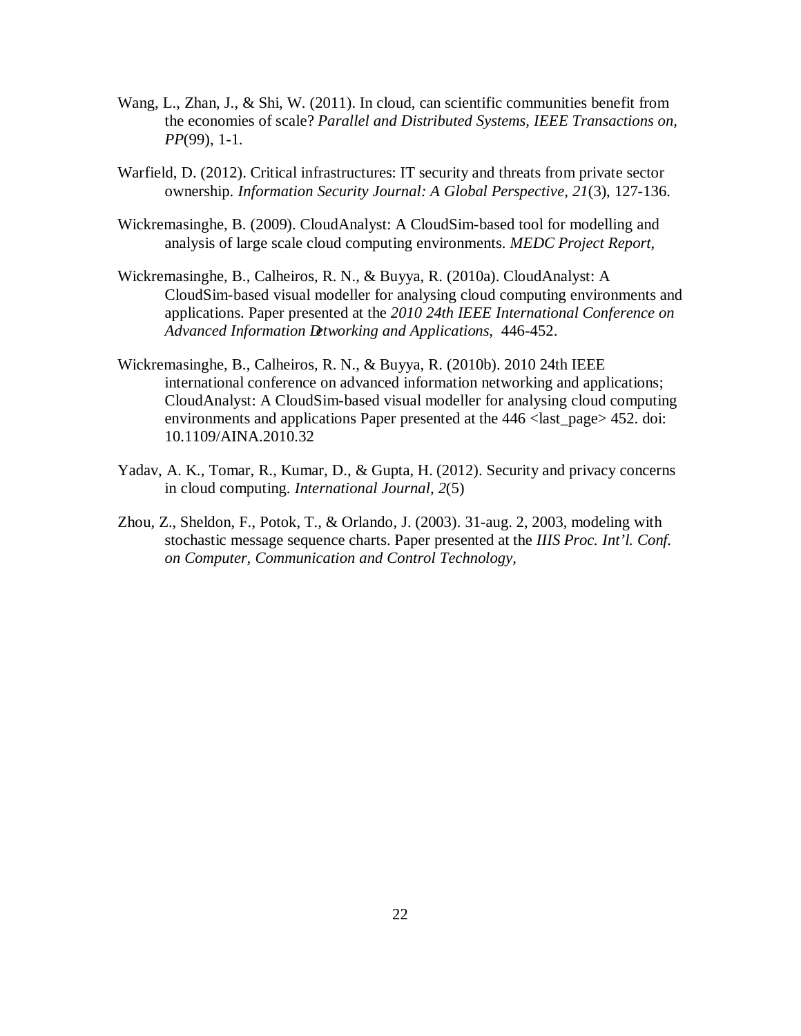Wang, L., Zhan, J., & Shi, W. (2011). In cloud, can scientific communities benefit from the economies of scale? *Parallel and Distributed Systems, IEEE Transactions on, PP*(99), 1-1.

Warfield, D. (2012). Critical infrastructures: IT security and threats from private sector ownership. *Information Security Journal: A Global Perspective, 21*(3), 127-136.

Wickremasinghe, B. (2009). CloudAnalyst: A CloudSim-based tool for modelling and analysis of large scale cloud computing environments. *MEDC Project Report,*

Wickremasinghe, B., Calheiros, R. N., & Buyya, R. (2010a). CloudAnalyst: A CloudSim-based visual modeller for analysing cloud computing environments and applications. Paper presented at the *2010 24th IEEE International Conference on Advanced Information Networking and Applications,* 446-452.

Wickremasinghe, B., Calheiros, R. N., & Buyya, R. (2010b). 2010 24th IEEE international conference on advanced information networking and applications; CloudAnalyst: A CloudSim-based visual modeller for analysing cloud computing environments and applications Paper presented at the 446 <last_page> 452. doi: 10.1109/AINA.2010.32

Yadav, A. K., Tomar, R., Kumar, D., & Gupta, H. (2012). Security and privacy concerns in cloud computing. *International Journal, 2*(5)

Zhou, Z., Sheldon, F., Potok, T., & Orlando, J. (2003). 31-aug. 2, 2003, modeling with stochastic message sequence charts. Paper presented at the *IIIS Proc. Int'l. Conf. on Computer, Communication and Control Technology,*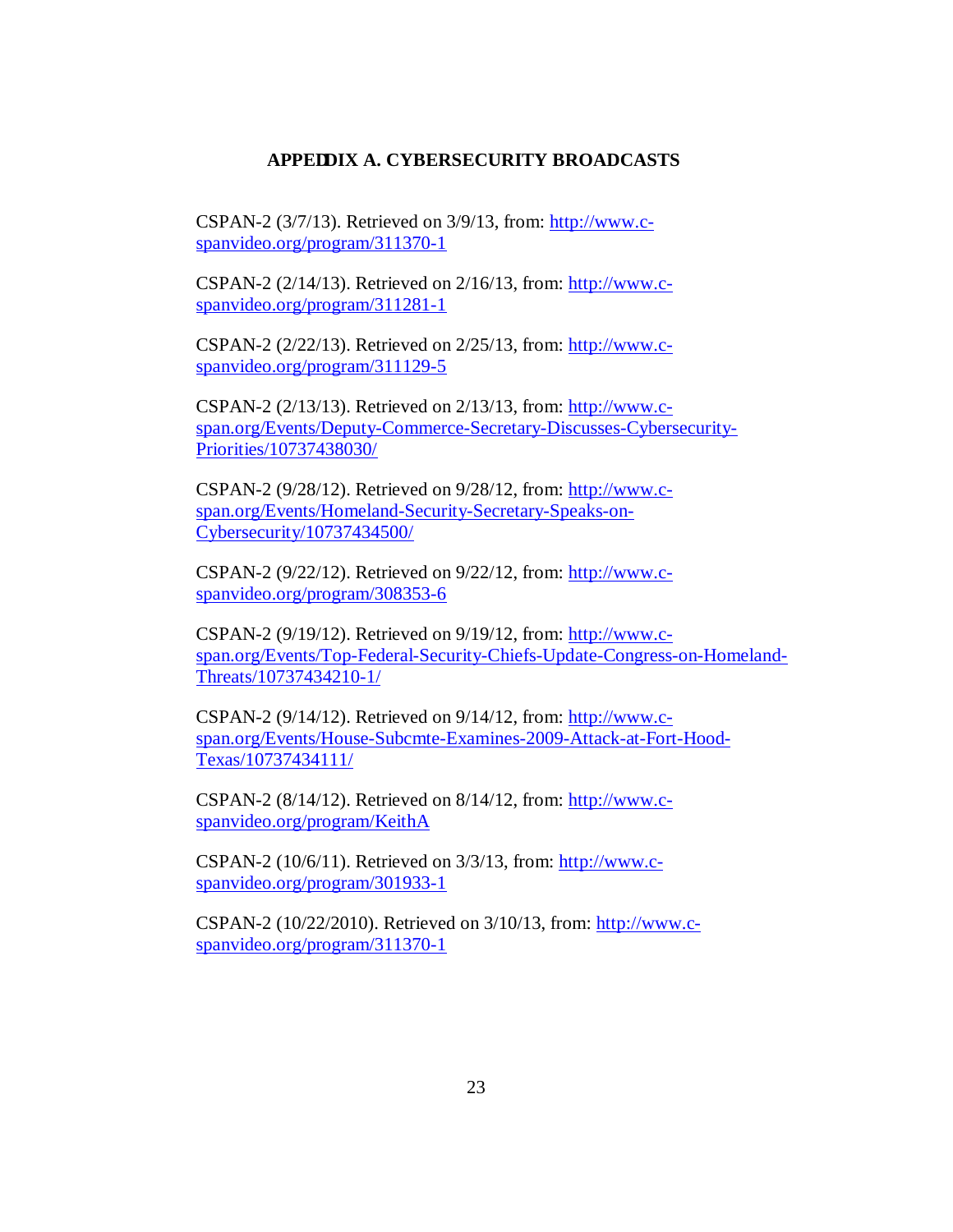## APPEDDIX A. CYBERSECURITY BROADCASTS

CSPAN-2 (3/7/13). Retrieved on 3/9/13, from: http://www.c-spanvideo.org/program/311370-1

CSPAN-2 (2/14/13). Retrieved on 2/16/13, from: http://www.c-spanvideo.org/program/311281-1

CSPAN-2 (2/22/13). Retrieved on 2/25/13, from: http://www.c-spanvideo.org/program/311129-5

CSPAN-2 (2/13/13). Retrieved on 2/13/13, from: http://www.c-span.org/Events/Deputy-Commerce-Secretary-Discusses-Cybersecurity-Priorities/10737438030/

CSPAN-2 (9/28/12). Retrieved on 9/28/12, from: http://www.c-span.org/Events/Homeland-Security-Secretary-Speaks-on-Cybersecurity/10737434500/

CSPAN-2 (9/22/12). Retrieved on 9/22/12, from: http://www.c-spanvideo.org/program/308353-6

CSPAN-2 (9/19/12). Retrieved on 9/19/12, from: http://www.c-span.org/Events/Top-Federal-Security-Chiefs-Update-Congress-on-Homeland-Threats/10737434210-1/

CSPAN-2 (9/14/12). Retrieved on 9/14/12, from: http://www.c-span.org/Events/House-Subcmte-Examines-2009-Attack-at-Fort-Hood-Texas/10737434111/

CSPAN-2 (8/14/12). Retrieved on 8/14/12, from: http://www.c-spanvideo.org/program/KeithA

CSPAN-2 (10/6/11). Retrieved on 3/3/13, from: http://www.c-spanvideo.org/program/301933-1

CSPAN-2 (10/22/2010). Retrieved on 3/10/13, from: http://www.c-spanvideo.org/program/311370-1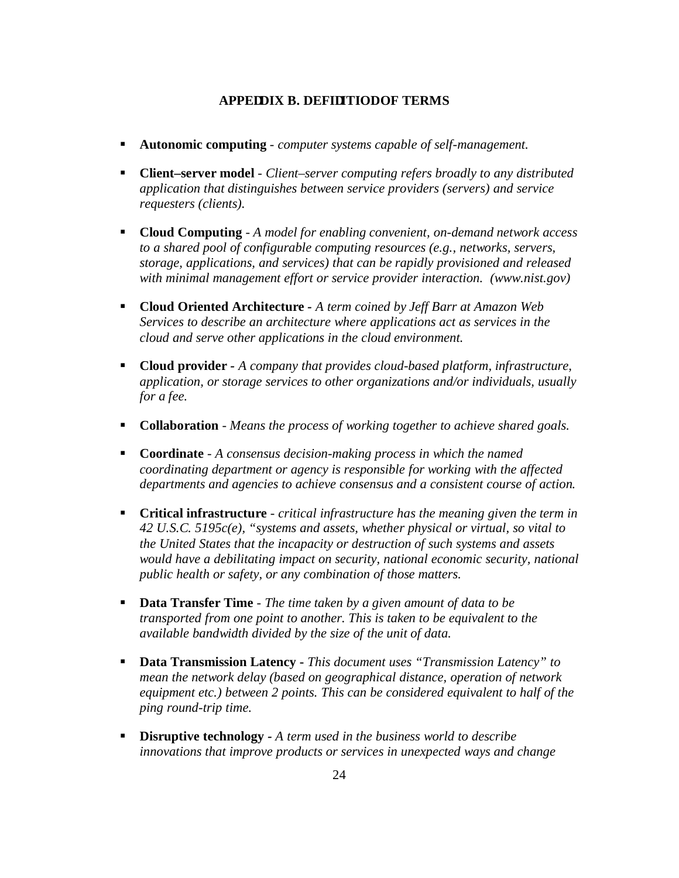## APPEDDIX B. DEFIDITIODOF TERMS

- **Autonomic computing** - *computer systems capable of self-management.*
- **Client–server model** - *Client–server computing refers broadly to any distributed application that distinguishes between service providers (servers) and service requesters (clients).*
- **Cloud Computing** - *A model for enabling convenient, on-demand network access to a shared pool of configurable computing resources (e.g., networks, servers, storage, applications, and services) that can be rapidly provisioned and released with minimal management effort or service provider interaction. (www.nist.gov)*
- **Cloud Oriented Architecture -** *A term coined by Jeff Barr at Amazon Web Services to describe an architecture where applications act as services in the cloud and serve other applications in the cloud environment.*
- **Cloud provider -** *A company that provides cloud-based platform, infrastructure, application, or storage services to other organizations and/or individuals, usually for a fee.*
- **Collaboration** - *Means the process of working together to achieve shared goals.*
- **Coordinate** - *A consensus decision-making process in which the named coordinating department or agency is responsible for working with the affected departments and agencies to achieve consensus and a consistent course of action.*
- **Critical infrastructure** - *critical infrastructure has the meaning given the term in 42 U.S.C. 5195c(e), "systems and assets, whether physical or virtual, so vital to the United States that the incapacity or destruction of such systems and assets would have a debilitating impact on security, national economic security, national public health or safety, or any combination of those matters.*
- **Data Transfer Time** - *The time taken by a given amount of data to be transported from one point to another. This is taken to be equivalent to the available bandwidth divided by the size of the unit of data.*
- **Data Transmission Latency -** *This document uses "Transmission Latency" to mean the network delay (based on geographical distance, operation of network equipment etc.) between 2 points. This can be considered equivalent to half of the ping round-trip time.*
- **Disruptive technology -** *A term used in the business world to describe innovations that improve products or services in unexpected ways and change*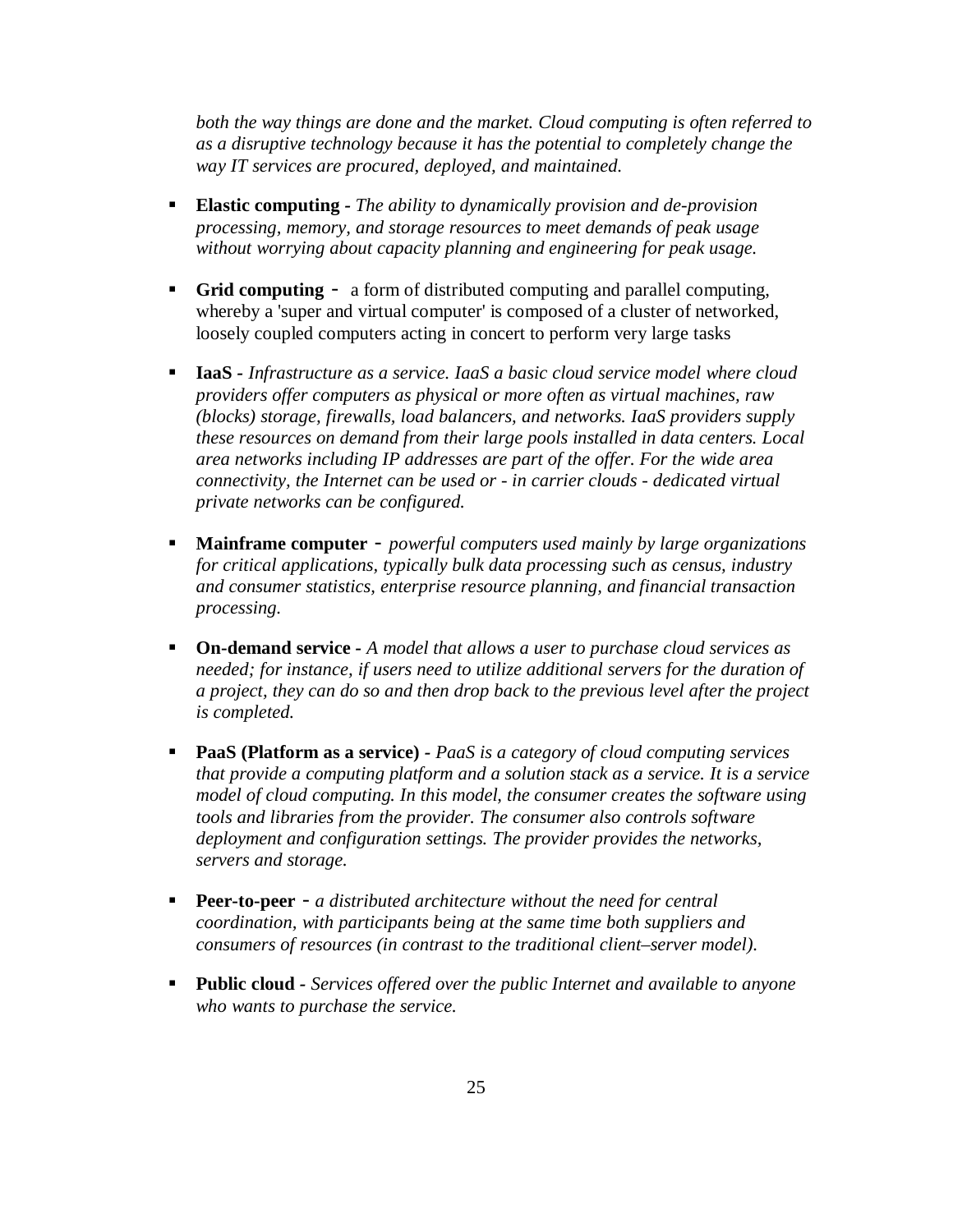*both the way things are done and the market. Cloud computing is often referred to as a disruptive technology because it has the potential to completely change the way IT services are procured, deployed, and maintained.*

- **Elastic computing** - *The ability to dynamically provision and de-provision processing, memory, and storage resources to meet demands of peak usage without worrying about capacity planning and engineering for peak usage.*

- **Grid computing** - a form of distributed computing and parallel computing, whereby a 'super and virtual computer' is composed of a cluster of networked, loosely coupled computers acting in concert to perform very large tasks

- **IaaS** - *Infrastructure as a service. IaaS a basic cloud service model where cloud providers offer computers as physical or more often as virtual machines, raw (blocks) storage, firewalls, load balancers, and networks. IaaS providers supply these resources on demand from their large pools installed in data centers. Local area networks including IP addresses are part of the offer. For the wide area connectivity, the Internet can be used or - in carrier clouds - dedicated virtual private networks can be configured.*

- **Mainframe computer** - *powerful computers used mainly by large organizations for critical applications, typically bulk data processing such as census, industry and consumer statistics, enterprise resource planning, and financial transaction processing.*

- **On-demand service** - *A model that allows a user to purchase cloud services as needed; for instance, if users need to utilize additional servers for the duration of a project, they can do so and then drop back to the previous level after the project is completed.*

- **PaaS (Platform as a service)** - *PaaS is a category of cloud computing services that provide a computing platform and a solution stack as a service. It is a service model of cloud computing. In this model, the consumer creates the software using tools and libraries from the provider. The consumer also controls software deployment and configuration settings. The provider provides the networks, servers and storage.*

- **Peer-to-peer** - *a distributed architecture without the need for central coordination, with participants being at the same time both suppliers and consumers of resources (in contrast to the traditional client–server model).*

- **Public cloud** - *Services offered over the public Internet and available to anyone who wants to purchase the service.*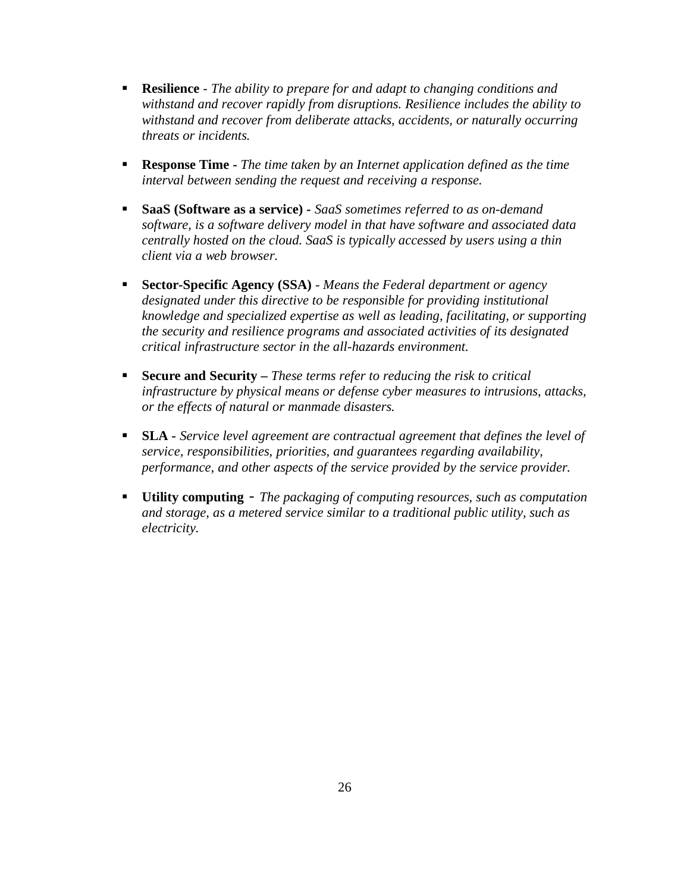- **Resilience** - *The ability to prepare for and adapt to changing conditions and withstand and recover rapidly from disruptions. Resilience includes the ability to withstand and recover from deliberate attacks, accidents, or naturally occurring threats or incidents.*

- **Response Time -** *The time taken by an Internet application defined as the time interval between sending the request and receiving a response.*

- **SaaS (Software as a service) -** *SaaS sometimes referred to as on-demand software, is a software delivery model in that have software and associated data centrally hosted on the cloud. SaaS is typically accessed by users using a thin client via a web browser.*

- **Sector-Specific Agency (SSA)** - *Means the Federal department or agency designated under this directive to be responsible for providing institutional knowledge and specialized expertise as well as leading, facilitating, or supporting the security and resilience programs and associated activities of its designated critical infrastructure sector in the all-hazards environment.*

- **Secure and Security –** *These terms refer to reducing the risk to critical infrastructure by physical means or defense cyber measures to intrusions, attacks, or the effects of natural or manmade disasters.*

- **SLA -** *Service level agreement are contractual agreement that defines the level of service, responsibilities, priorities, and guarantees regarding availability, performance, and other aspects of the service provided by the service provider.*

- **Utility computing** - *The packaging of computing resources, such as computation and storage, as a metered service similar to a traditional public utility, such as electricity.*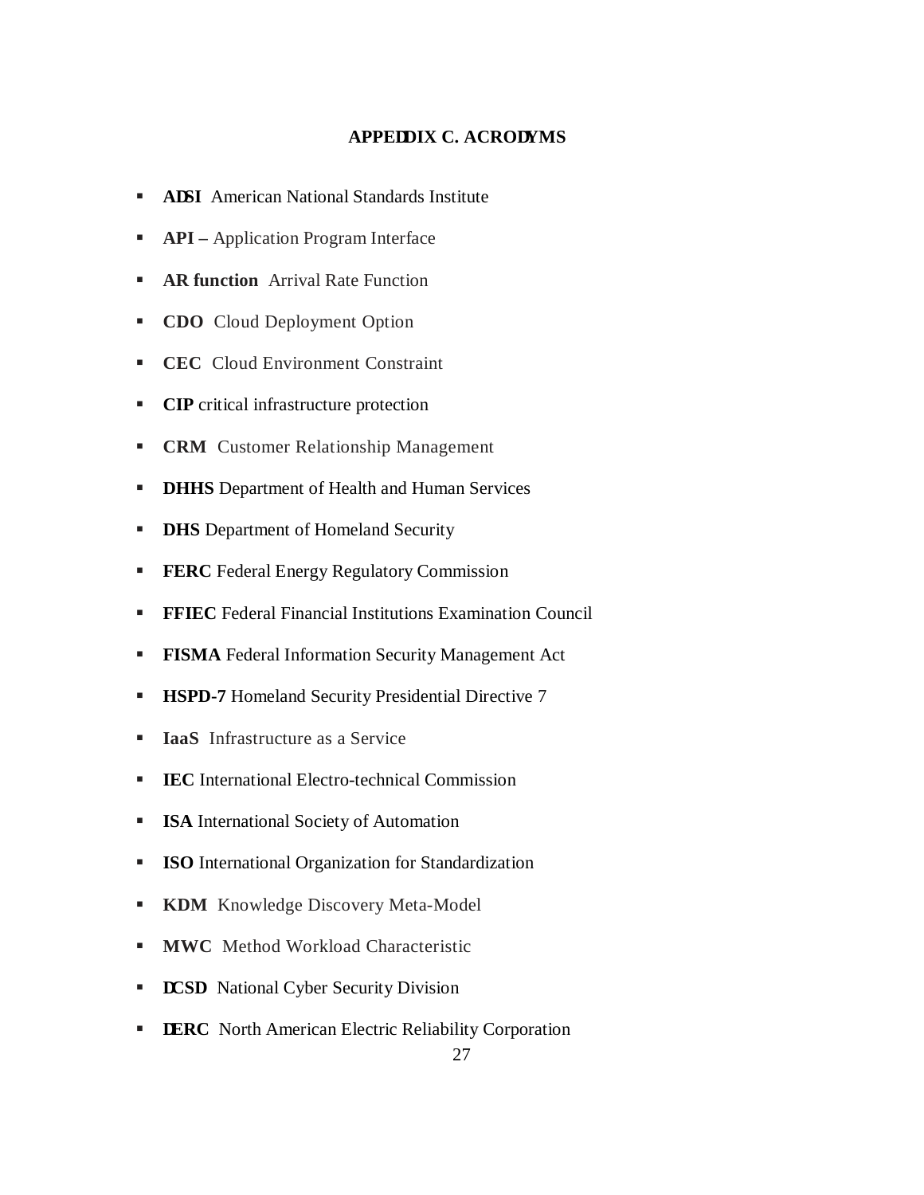## APPEDDIX C. ACRODYMS

- **ADSI** American National Standards Institute
- **API –** Application Program Interface
- **AR function** Arrival Rate Function
- **CDO** Cloud Deployment Option
- **CEC** Cloud Environment Constraint
- **CIP** critical infrastructure protection
- **CRM** Customer Relationship Management
- **DHHS** Department of Health and Human Services
- **DHS** Department of Homeland Security
- **FERC** Federal Energy Regulatory Commission
- **FFIEC** Federal Financial Institutions Examination Council
- **FISMA** Federal Information Security Management Act
- **HSPD-7** Homeland Security Presidential Directive 7
- **IaaS** Infrastructure as a Service
- **IEC** International Electro-technical Commission
- **ISA** International Society of Automation
- **ISO** International Organization for Standardization
- **KDM** Knowledge Discovery Meta-Model
- **MWC** Method Workload Characteristic
- **DCSD** National Cyber Security Division
- **DERC** North American Electric Reliability Corporation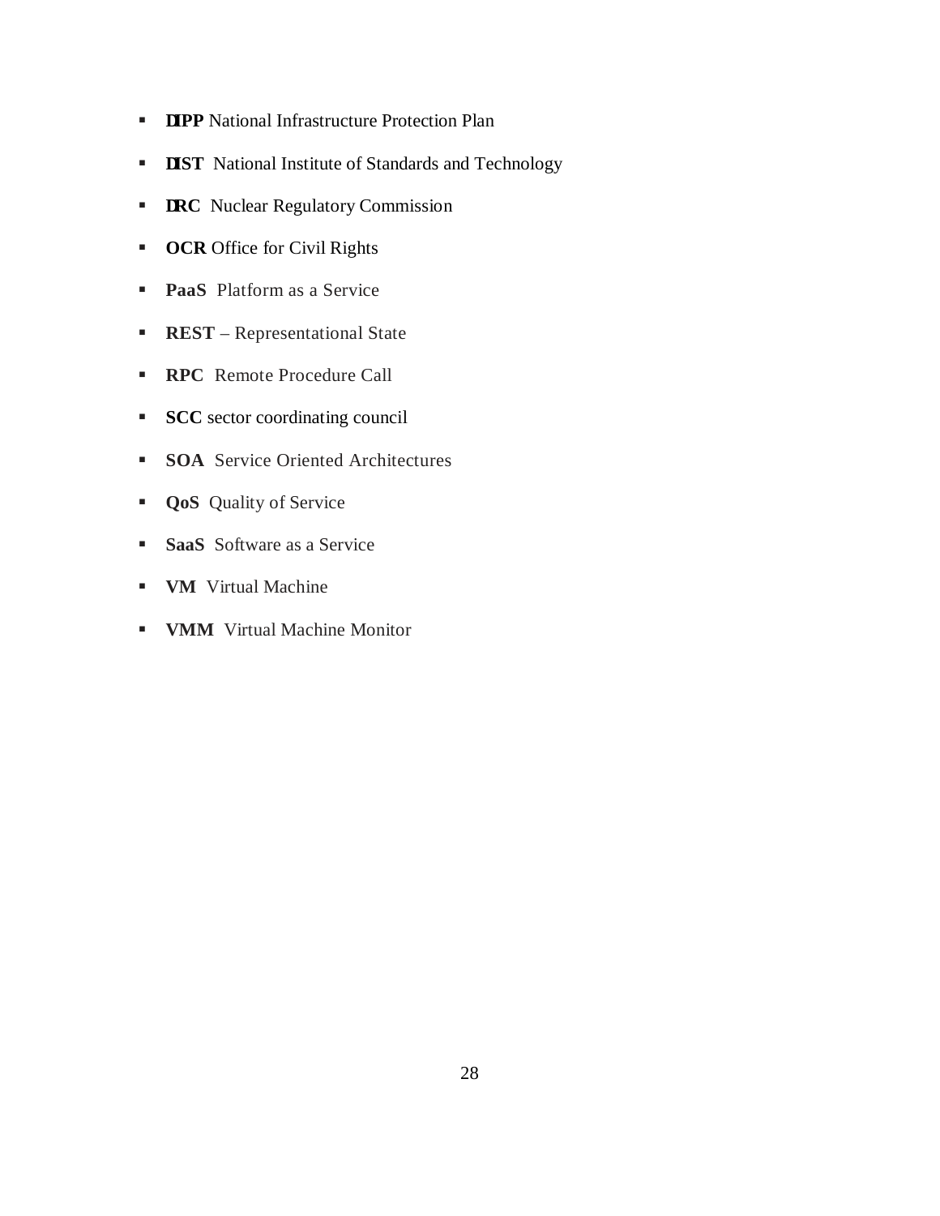- **NIPP** National Infrastructure Protection Plan
- **NIST** National Institute of Standards and Technology
- **NRC** Nuclear Regulatory Commission
- **OCR** Office for Civil Rights
- **PaaS** Platform as a Service
- **REST** – Representational State
- **RPC** Remote Procedure Call
- **SCC** sector coordinating council
- **SOA** Service Oriented Architectures
- **QoS** Quality of Service
- **SaaS** Software as a Service
- **VM** Virtual Machine
- **VMM** Virtual Machine Monitor